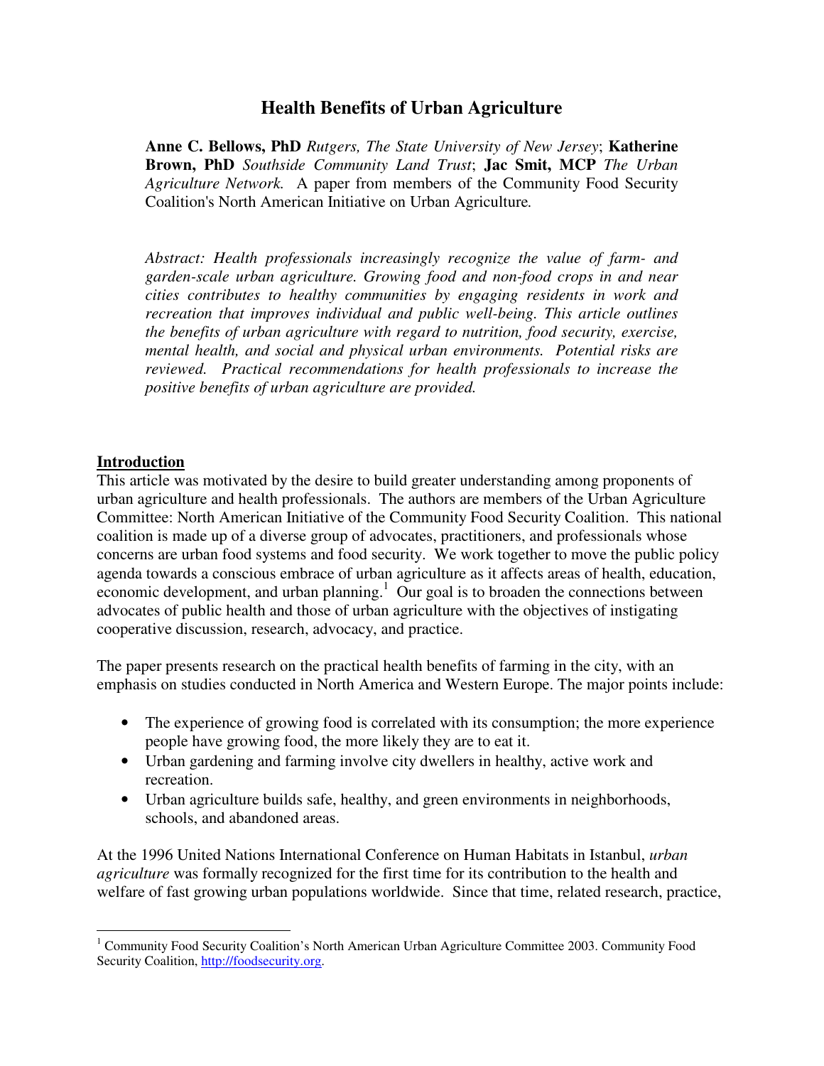# Health Benefits of Urban Agriculture

**Anne C. Bellows, PhD** *Rutgers, The State University of New Jersey*; **Katherine Brown, PhD** *Southside Community Land Trust*; **Jac Smit, MCP** *The Urban Agriculture Network.* A paper from members of the Community Food Security Coalition's North American Initiative on Urban Agriculture.

*Abstract: Health professionals increasingly recognize the value of farm- and garden-scale urban agriculture. Growing food and non-food crops in and near cities contributes to healthy communities by engaging residents in work and recreation that improves individual and public well-being. This article outlines the benefits of urban agriculture with regard to nutrition, food security, exercise, mental health, and social and physical urban environments. Potential risks are reviewed. Practical recommendations for health professionals to increase the positive benefits of urban agriculture are provided.*

## Introduction

This article was motivated by the desire to build greater understanding among proponents of urban agriculture and health professionals. The authors are members of the Urban Agriculture Committee: North American Initiative of the Community Food Security Coalition. This national coalition is made up of a diverse group of advocates, practitioners, and professionals whose concerns are urban food systems and food security. We work together to move the public policy agenda towards a conscious embrace of urban agriculture as it affects areas of health, education, economic development, and urban planning.[1] Our goal is to broaden the connections between advocates of public health and those of urban agriculture with the objectives of instigating cooperative discussion, research, advocacy, and practice.

The paper presents research on the practical health benefits of farming in the city, with an emphasis on studies conducted in North America and Western Europe. The major points include:

- The experience of growing food is correlated with its consumption; the more experience people have growing food, the more likely they are to eat it.
- Urban gardening and farming involve city dwellers in healthy, active work and recreation.
- Urban agriculture builds safe, healthy, and green environments in neighborhoods, schools, and abandoned areas.

At the 1996 United Nations International Conference on Human Habitats in Istanbul, *urban agriculture* was formally recognized for the first time for its contribution to the health and welfare of fast growing urban populations worldwide. Since that time, related research, practice,

[1] Community Food Security Coalition's North American Urban Agriculture Committee 2003. Community Food Security Coalition, http://foodsecurity.org.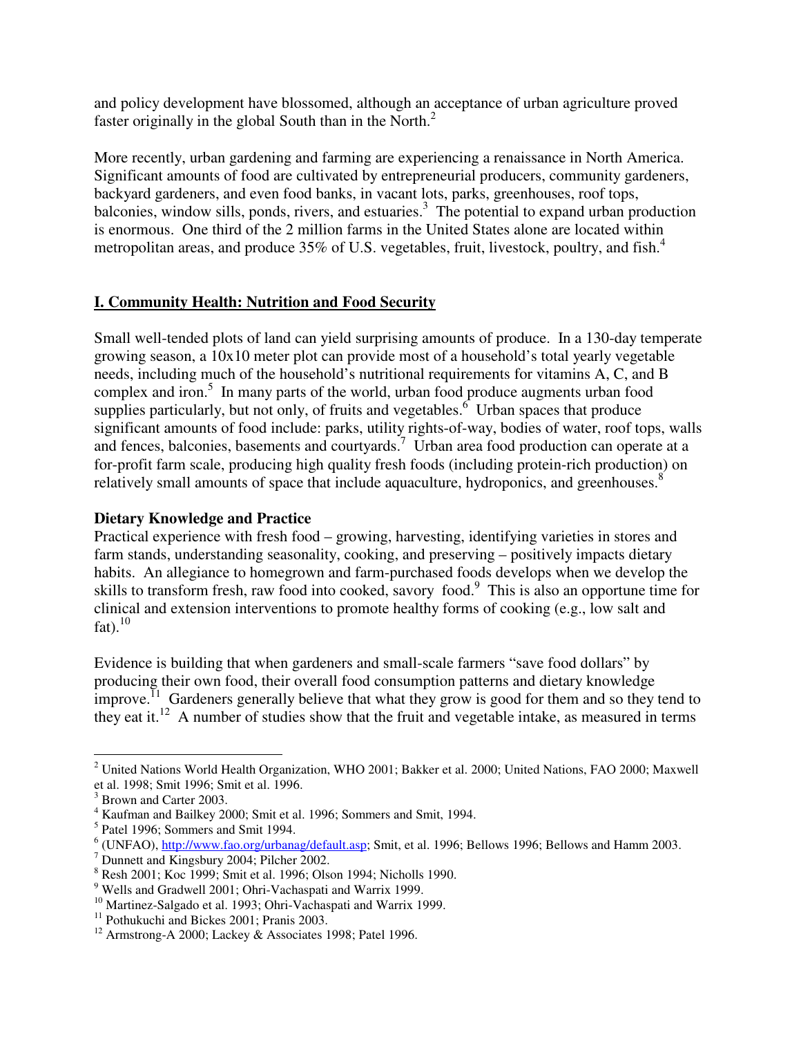and policy development have blossomed, although an acceptance of urban agriculture proved faster originally in the global South than in the North.[2]

More recently, urban gardening and farming are experiencing a renaissance in North America. Significant amounts of food are cultivated by entrepreneurial producers, community gardeners, backyard gardeners, and even food banks, in vacant lots, parks, greenhouses, roof tops, balconies, window sills, ponds, rivers, and estuaries.[3] The potential to expand urban production is enormous. One third of the 2 million farms in the United States alone are located within metropolitan areas, and produce 35% of U.S. vegetables, fruit, livestock, poultry, and fish.[4]

## I. Community Health: Nutrition and Food Security

Small well-tended plots of land can yield surprising amounts of produce. In a 130-day temperate growing season, a 10x10 meter plot can provide most of a household's total yearly vegetable needs, including much of the household's nutritional requirements for vitamins A, C, and B complex and iron.[5] In many parts of the world, urban food produce augments urban food supplies particularly, but not only, of fruits and vegetables.[6] Urban spaces that produce significant amounts of food include: parks, utility rights-of-way, bodies of water, roof tops, walls and fences, balconies, basements and courtyards.[7] Urban area food production can operate at a for-profit farm scale, producing high quality fresh foods (including protein-rich production) on relatively small amounts of space that include aquaculture, hydroponics, and greenhouses.[8]

### Dietary Knowledge and Practice

Practical experience with fresh food – growing, harvesting, identifying varieties in stores and farm stands, understanding seasonality, cooking, and preserving – positively impacts dietary habits. An allegiance to homegrown and farm-purchased foods develops when we develop the skills to transform fresh, raw food into cooked, savory food.[9] This is also an opportune time for clinical and extension interventions to promote healthy forms of cooking (e.g., low salt and fat).[10]

Evidence is building that when gardeners and small-scale farmers "save food dollars" by producing their own food, their overall food consumption patterns and dietary knowledge improve.[11] Gardeners generally believe that what they grow is good for them and so they tend to they eat it.[12] A number of studies show that the fruit and vegetable intake, as measured in terms

---

[2] United Nations World Health Organization, WHO 2001; Bakker et al. 2000; United Nations, FAO 2000; Maxwell et al. 1998; Smit 1996; Smit et al. 1996.

[3] Brown and Carter 2003.

[4] Kaufman and Bailkey 2000; Smit et al. 1996; Sommers and Smit, 1994.

[5] Patel 1996; Sommers and Smit 1994.

[6] (UNFAO), http://www.fao.org/urbanag/default.asp; Smit, et al. 1996; Bellows 1996; Bellows and Hamm 2003.

[7] Dunnett and Kingsbury 2004; Pilcher 2002.

[8] Resh 2001; Koc 1999; Smit et al. 1996; Olson 1994; Nicholls 1990.

[9] Wells and Gradwell 2001; Ohri-Vachaspati and Warrix 1999.

[10] Martinez-Salgado et al. 1993; Ohri-Vachaspati and Warrix 1999.

[11] Pothukuchi and Bickes 2001; Pranis 2003.

[12] Armstrong-A 2000; Lackey & Associates 1998; Patel 1996.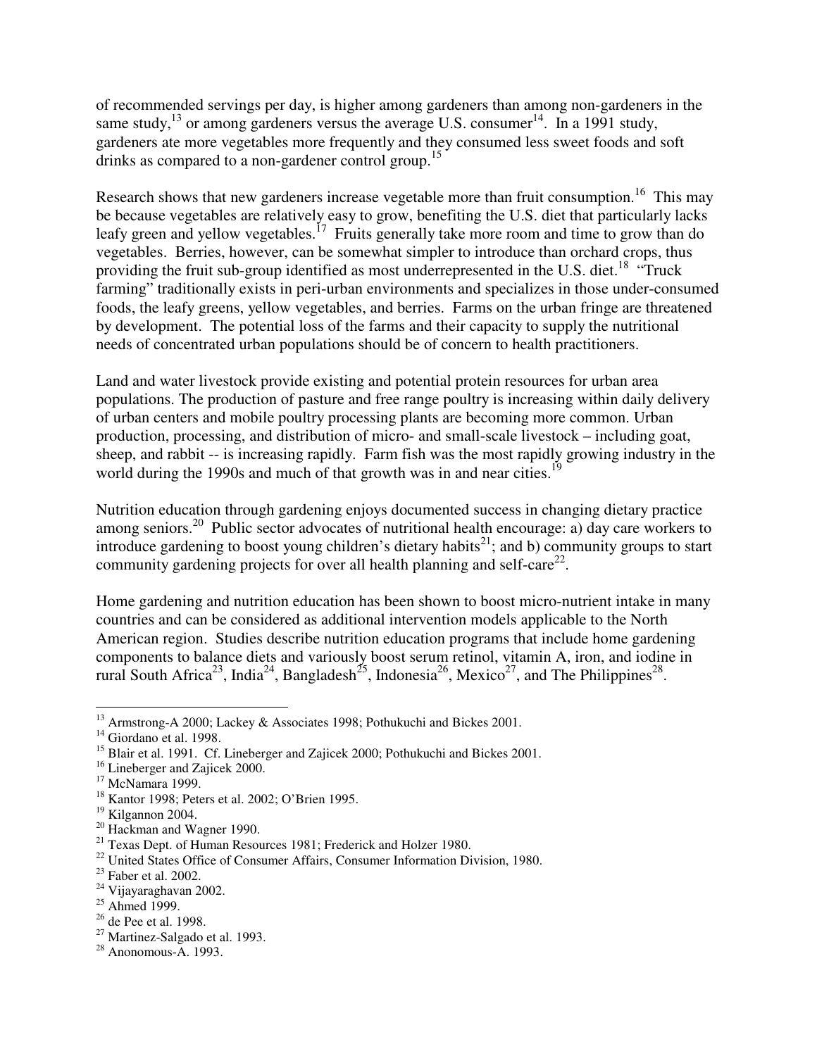of recommended servings per day, is higher among gardeners than among non-gardeners in the same study,[13] or among gardeners versus the average U.S. consumer[14]. In a 1991 study, gardeners ate more vegetables more frequently and they consumed less sweet foods and soft drinks as compared to a non-gardener control group.[15]

Research shows that new gardeners increase vegetable more than fruit consumption.[16] This may be because vegetables are relatively easy to grow, benefiting the U.S. diet that particularly lacks leafy green and yellow vegetables.[17] Fruits generally take more room and time to grow than do vegetables. Berries, however, can be somewhat simpler to introduce than orchard crops, thus providing the fruit sub-group identified as most underrepresented in the U.S. diet.[18] "Truck farming" traditionally exists in peri-urban environments and specializes in those under-consumed foods, the leafy greens, yellow vegetables, and berries. Farms on the urban fringe are threatened by development. The potential loss of the farms and their capacity to supply the nutritional needs of concentrated urban populations should be of concern to health practitioners.

Land and water livestock provide existing and potential protein resources for urban area populations. The production of pasture and free range poultry is increasing within daily delivery of urban centers and mobile poultry processing plants are becoming more common. Urban production, processing, and distribution of micro- and small-scale livestock – including goat, sheep, and rabbit -- is increasing rapidly. Farm fish was the most rapidly growing industry in the world during the 1990s and much of that growth was in and near cities.[19]

Nutrition education through gardening enjoys documented success in changing dietary practice among seniors.[20] Public sector advocates of nutritional health encourage: a) day care workers to introduce gardening to boost young children's dietary habits[21]; and b) community groups to start community gardening projects for over all health planning and self-care[22].

Home gardening and nutrition education has been shown to boost micro-nutrient intake in many countries and can be considered as additional intervention models applicable to the North American region. Studies describe nutrition education programs that include home gardening components to balance diets and variously boost serum retinol, vitamin A, iron, and iodine in rural South Africa[23], India[24], Bangladesh[25], Indonesia[26], Mexico[27], and The Philippines[28].

---

[13] Armstrong-A 2000; Lackey & Associates 1998; Pothukuchi and Bickes 2001.
[14] Giordano et al. 1998.
[15] Blair et al. 1991. Cf. Lineberger and Zajicek 2000; Pothukuchi and Bickes 2001.
[16] Lineberger and Zajicek 2000.
[17] McNamara 1999.
[18] Kantor 1998; Peters et al. 2002; O'Brien 1995.
[19] Kilgannon 2004.
[20] Hackman and Wagner 1990.
[21] Texas Dept. of Human Resources 1981; Frederick and Holzer 1980.
[22] United States Office of Consumer Affairs, Consumer Information Division, 1980.
[23] Faber et al. 2002.
[24] Vijayaraghavan 2002.
[25] Ahmed 1999.
[26] de Pee et al. 1998.
[27] Martinez-Salgado et al. 1993.
[28] Anonomous-A. 1993.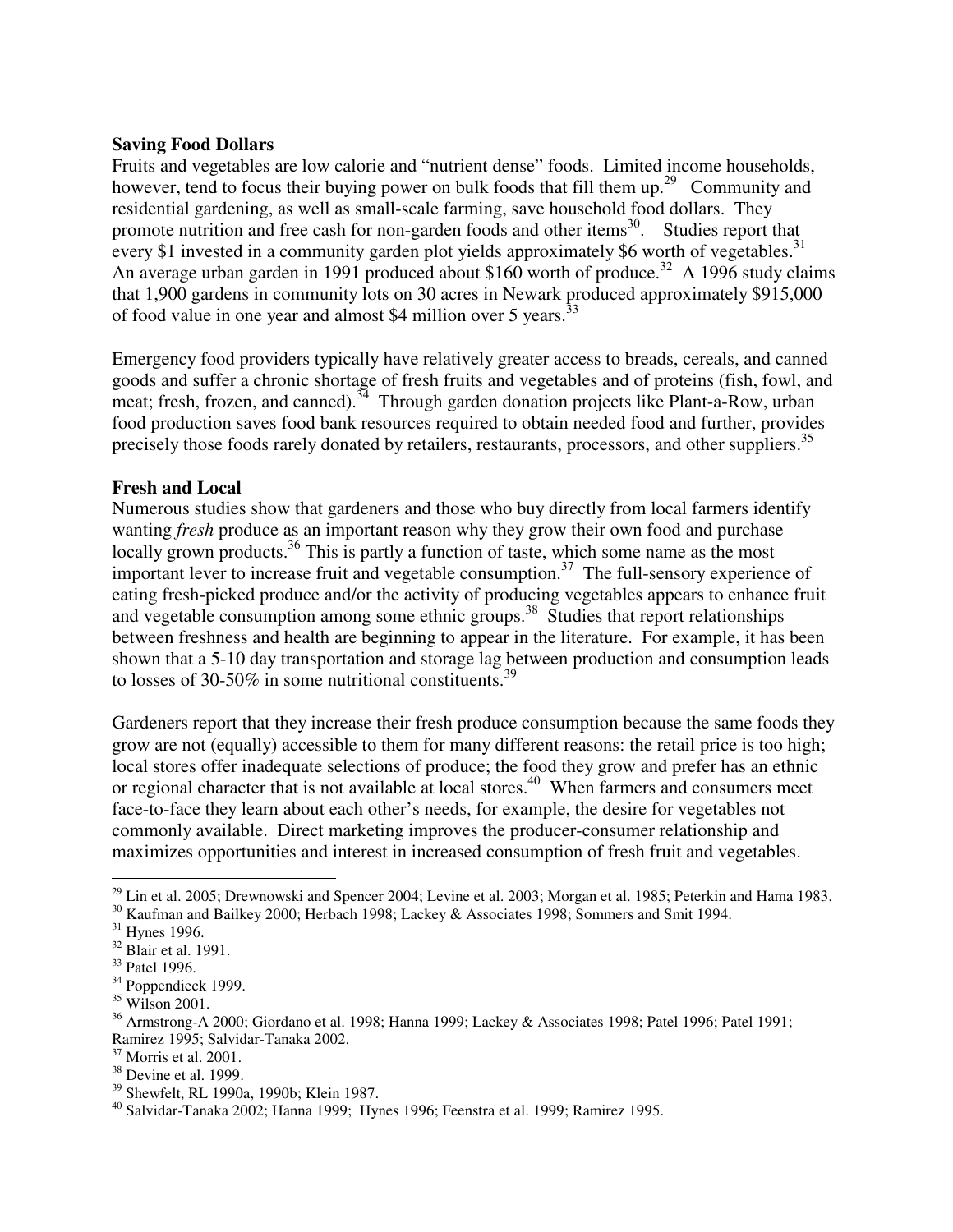**Saving Food Dollars**

Fruits and vegetables are low calorie and "nutrient dense" foods. Limited income households, however, tend to focus their buying power on bulk foods that fill them up.[29] Community and residential gardening, as well as small-scale farming, save household food dollars. They promote nutrition and free cash for non-garden foods and other items[30]. Studies report that every $1 invested in a community garden plot yields approximately $6 worth of vegetables.[31] An average urban garden in 1991 produced about $160 worth of produce.[32] A 1996 study claims that 1,900 gardens in community lots on 30 acres in Newark produced approximately $915,000 of food value in one year and almost $4 million over 5 years.[33]

Emergency food providers typically have relatively greater access to breads, cereals, and canned goods and suffer a chronic shortage of fresh fruits and vegetables and of proteins (fish, fowl, and meat; fresh, frozen, and canned).[34] Through garden donation projects like Plant-a-Row, urban food production saves food bank resources required to obtain needed food and further, provides precisely those foods rarely donated by retailers, restaurants, processors, and other suppliers.[35]

**Fresh and Local**

Numerous studies show that gardeners and those who buy directly from local farmers identify wanting *fresh* produce as an important reason why they grow their own food and purchase locally grown products.[36] This is partly a function of taste, which some name as the most important lever to increase fruit and vegetable consumption.[37] The full-sensory experience of eating fresh-picked produce and/or the activity of producing vegetables appears to enhance fruit and vegetable consumption among some ethnic groups.[38] Studies that report relationships between freshness and health are beginning to appear in the literature. For example, it has been shown that a 5-10 day transportation and storage lag between production and consumption leads to losses of 30-50% in some nutritional constituents.[39]

Gardeners report that they increase their fresh produce consumption because the same foods they grow are not (equally) accessible to them for many different reasons: the retail price is too high; local stores offer inadequate selections of produce; the food they grow and prefer has an ethnic or regional character that is not available at local stores.[40] When farmers and consumers meet face-to-face they learn about each other's needs, for example, the desire for vegetables not commonly available. Direct marketing improves the producer-consumer relationship and maximizes opportunities and interest in increased consumption of fresh fruit and vegetables.

---

[29] Lin et al. 2005; Drewnowski and Spencer 2004; Levine et al. 2003; Morgan et al. 1985; Peterkin and Hama 1983.
[30] Kaufman and Bailkey 2000; Herbach 1998; Lackey & Associates 1998; Sommers and Smit 1994.
[31] Hynes 1996.
[32] Blair et al. 1991.
[33] Patel 1996.
[34] Poppendieck 1999.
[35] Wilson 2001.
[36] Armstrong-A 2000; Giordano et al. 1998; Hanna 1999; Lackey & Associates 1998; Patel 1996; Patel 1991; Ramirez 1995; Salvidar-Tanaka 2002.
[37] Morris et al. 2001.
[38] Devine et al. 1999.
[39] Shewfelt, RL 1990a, 1990b; Klein 1987.
[40] Salvidar-Tanaka 2002; Hanna 1999; Hynes 1996; Feenstra et al. 1999; Ramirez 1995.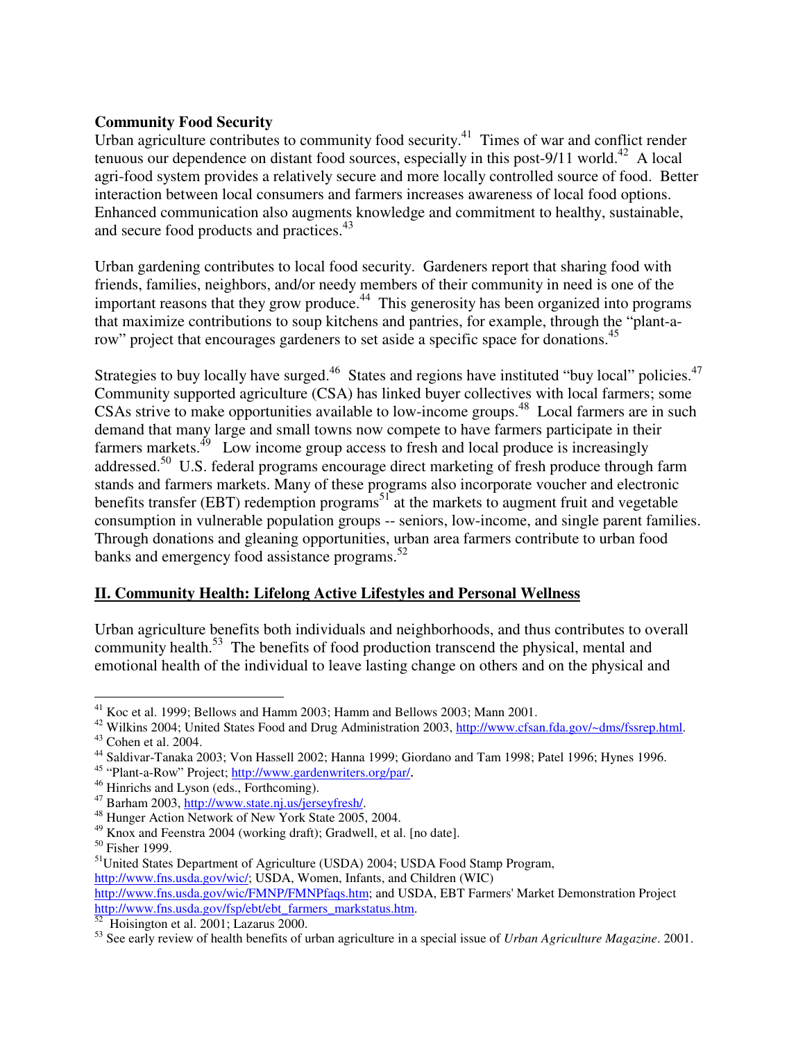**Community Food Security**

Urban agriculture contributes to community food security.[41] Times of war and conflict render tenuous our dependence on distant food sources, especially in this post-9/11 world.[42] A local agri-food system provides a relatively secure and more locally controlled source of food. Better interaction between local consumers and farmers increases awareness of local food options. Enhanced communication also augments knowledge and commitment to healthy, sustainable, and secure food products and practices.[43]

Urban gardening contributes to local food security. Gardeners report that sharing food with friends, families, neighbors, and/or needy members of their community in need is one of the important reasons that they grow produce.[44] This generosity has been organized into programs that maximize contributions to soup kitchens and pantries, for example, through the "plant-a-row" project that encourages gardeners to set aside a specific space for donations.[45]

Strategies to buy locally have surged.[46] States and regions have instituted "buy local" policies.[47] Community supported agriculture (CSA) has linked buyer collectives with local farmers; some CSAs strive to make opportunities available to low-income groups.[48] Local farmers are in such demand that many large and small towns now compete to have farmers participate in their farmers markets.[49] Low income group access to fresh and local produce is increasingly addressed.[50] U.S. federal programs encourage direct marketing of fresh produce through farm stands and farmers markets. Many of these programs also incorporate voucher and electronic benefits transfer (EBT) redemption programs[51] at the markets to augment fruit and vegetable consumption in vulnerable population groups -- seniors, low-income, and single parent families. Through donations and gleaning opportunities, urban area farmers contribute to urban food banks and emergency food assistance programs.[52]

## II. Community Health: Lifelong Active Lifestyles and Personal Wellness

Urban agriculture benefits both individuals and neighborhoods, and thus contributes to overall community health.[53] The benefits of food production transcend the physical, mental and emotional health of the individual to leave lasting change on others and on the physical and

---

[41] Koc et al. 1999; Bellows and Hamm 2003; Hamm and Bellows 2003; Mann 2001.

[42] Wilkins 2004; United States Food and Drug Administration 2003, http://www.cfsan.fda.gov/~dms/fssrep.html.

[43] Cohen et al. 2004.

[44] Saldivar-Tanaka 2003; Von Hassell 2002; Hanna 1999; Giordano and Tam 1998; Patel 1996; Hynes 1996.

[45] "Plant-a-Row" Project; http://www.gardenwriters.org/par/.

[46] Hinrichs and Lyson (eds., Forthcoming).

[47] Barham 2003, http://www.state.nj.us/jerseyfresh/.

[48] Hunger Action Network of New York State 2005, 2004.

[49] Knox and Feenstra 2004 (working draft); Gradwell, et al. [no date].

[50] Fisher 1999.

[51] United States Department of Agriculture (USDA) 2004; USDA Food Stamp Program, http://www.fns.usda.gov/wic/; USDA, Women, Infants, and Children (WIC) http://www.fns.usda.gov/wic/FMNP/FMNPfaqs.htm; and USDA, EBT Farmers' Market Demonstration Project http://www.fns.usda.gov/fsp/ebt/ebt_farmers_markstatus.htm.

[52] Hoisington et al. 2001; Lazarus 2000.

[53] See early review of health benefits of urban agriculture in a special issue of *Urban Agriculture Magazine*. 2001.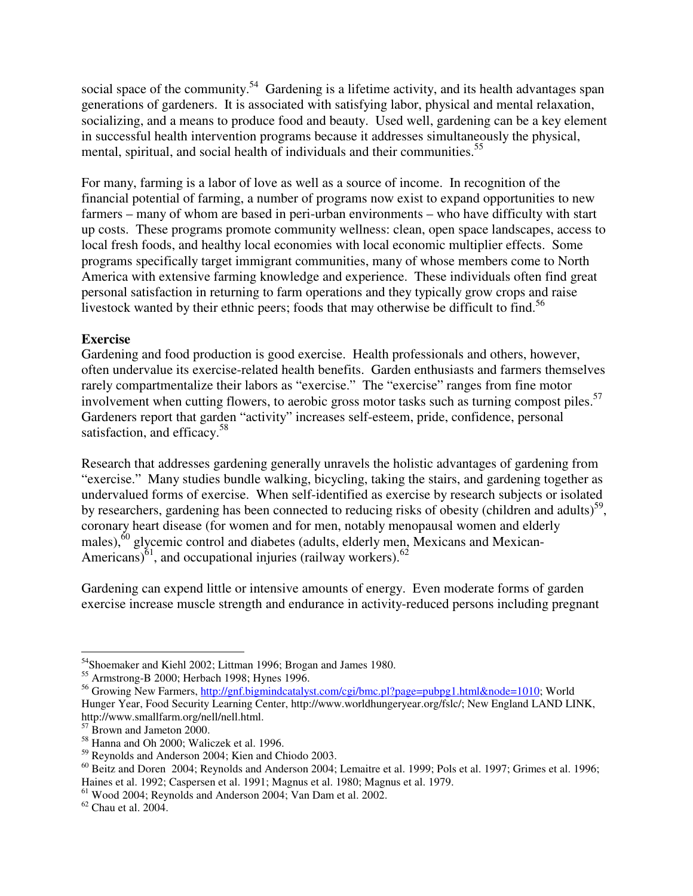social space of the community.[54] Gardening is a lifetime activity, and its health advantages span generations of gardeners. It is associated with satisfying labor, physical and mental relaxation, socializing, and a means to produce food and beauty. Used well, gardening can be a key element in successful health intervention programs because it addresses simultaneously the physical, mental, spiritual, and social health of individuals and their communities.[55]

For many, farming is a labor of love as well as a source of income. In recognition of the financial potential of farming, a number of programs now exist to expand opportunities to new farmers – many of whom are based in peri-urban environments – who have difficulty with start up costs. These programs promote community wellness: clean, open space landscapes, access to local fresh foods, and healthy local economies with local economic multiplier effects. Some programs specifically target immigrant communities, many of whose members come to North America with extensive farming knowledge and experience. These individuals often find great personal satisfaction in returning to farm operations and they typically grow crops and raise livestock wanted by their ethnic peers; foods that may otherwise be difficult to find.[56]

**Exercise**

Gardening and food production is good exercise. Health professionals and others, however, often undervalue its exercise-related health benefits. Garden enthusiasts and farmers themselves rarely compartmentalize their labors as "exercise." The "exercise" ranges from fine motor involvement when cutting flowers, to aerobic gross motor tasks such as turning compost piles.[57] Gardeners report that garden "activity" increases self-esteem, pride, confidence, personal satisfaction, and efficacy.[58]

Research that addresses gardening generally unravels the holistic advantages of gardening from "exercise." Many studies bundle walking, bicycling, taking the stairs, and gardening together as undervalued forms of exercise. When self-identified as exercise by research subjects or isolated by researchers, gardening has been connected to reducing risks of obesity (children and adults)[59], coronary heart disease (for women and for men, notably menopausal women and elderly males),[60] glycemic control and diabetes (adults, elderly men, Mexicans and Mexican-Americans)[61], and occupational injuries (railway workers).[62]

Gardening can expend little or intensive amounts of energy. Even moderate forms of garden exercise increase muscle strength and endurance in activity-reduced persons including pregnant

---

[54] Shoemaker and Kiehl 2002; Littman 1996; Brogan and James 1980.

[55] Armstrong-B 2000; Herbach 1998; Hynes 1996.

[56] Growing New Farmers, http://gnf.bigmindcatalyst.com/cgi/bmc.pl?page=pubpg1.html&node=1010; World Hunger Year, Food Security Learning Center, http://www.worldhungeryear.org/fslc/; New England LAND LINK, http://www.smallfarm.org/nell/nell.html.

[57] Brown and Jameton 2000.

[58] Hanna and Oh 2000; Waliczek et al. 1996.

[59] Reynolds and Anderson 2004; Kien and Chiodo 2003.

[60] Beitz and Doren 2004; Reynolds and Anderson 2004; Lemaitre et al. 1999; Pols et al. 1997; Grimes et al. 1996; Haines et al. 1992; Caspersen et al. 1991; Magnus et al. 1980; Magnus et al. 1979.

[61] Wood 2004; Reynolds and Anderson 2004; Van Dam et al. 2002.

[62] Chau et al. 2004.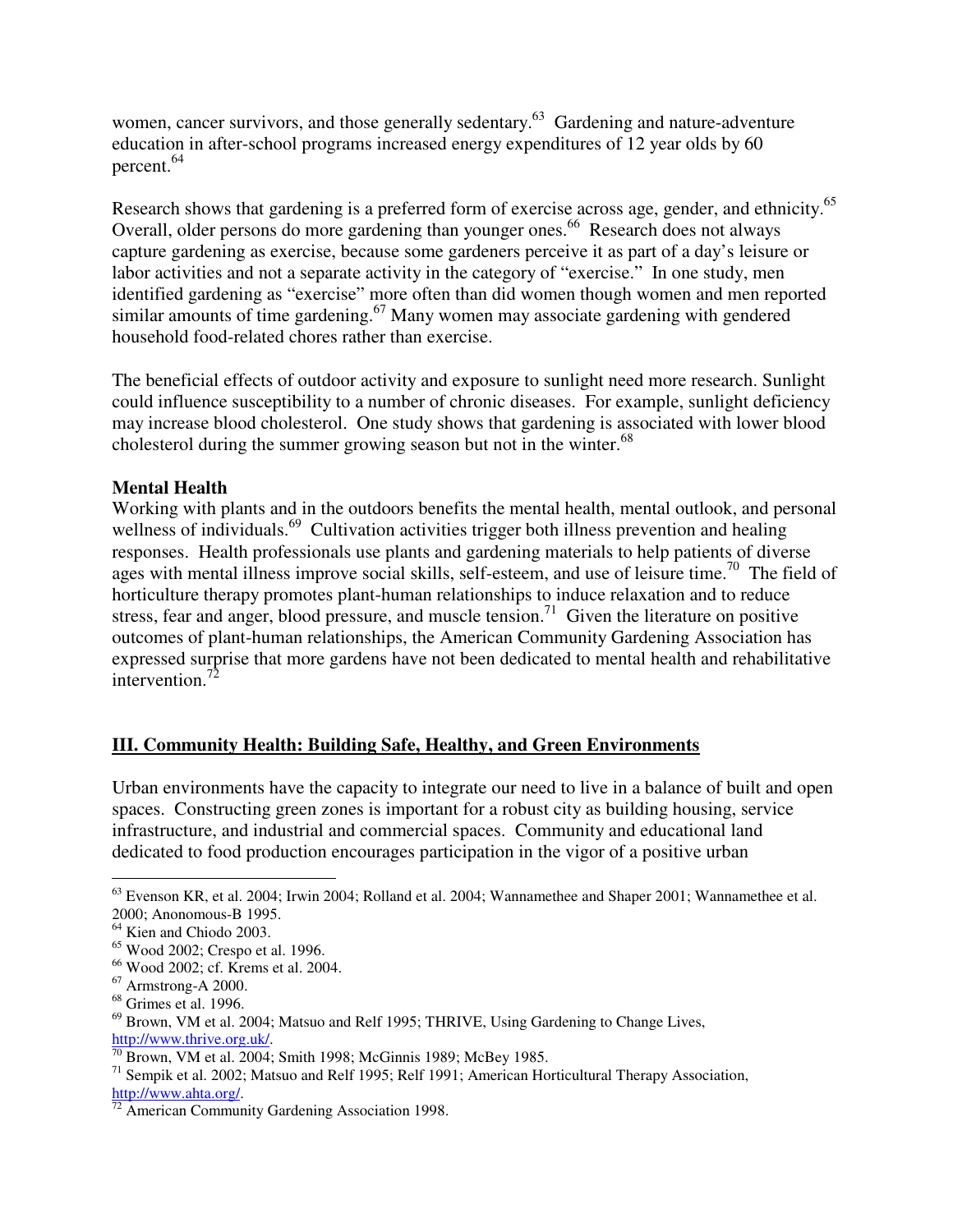women, cancer survivors, and those generally sedentary.[63] Gardening and nature-adventure education in after-school programs increased energy expenditures of 12 year olds by 60 percent.[64]

Research shows that gardening is a preferred form of exercise across age, gender, and ethnicity.[65] Overall, older persons do more gardening than younger ones.[66] Research does not always capture gardening as exercise, because some gardeners perceive it as part of a day's leisure or labor activities and not a separate activity in the category of "exercise." In one study, men identified gardening as "exercise" more often than did women though women and men reported similar amounts of time gardening.[67] Many women may associate gardening with gendered household food-related chores rather than exercise.

The beneficial effects of outdoor activity and exposure to sunlight need more research. Sunlight could influence susceptibility to a number of chronic diseases. For example, sunlight deficiency may increase blood cholesterol. One study shows that gardening is associated with lower blood cholesterol during the summer growing season but not in the winter.[68]

**Mental Health**

Working with plants and in the outdoors benefits the mental health, mental outlook, and personal wellness of individuals.[69] Cultivation activities trigger both illness prevention and healing responses. Health professionals use plants and gardening materials to help patients of diverse ages with mental illness improve social skills, self-esteem, and use of leisure time.[70] The field of horticulture therapy promotes plant-human relationships to induce relaxation and to reduce stress, fear and anger, blood pressure, and muscle tension.[71] Given the literature on positive outcomes of plant-human relationships, the American Community Gardening Association has expressed surprise that more gardens have not been dedicated to mental health and rehabilitative intervention.[72]

## III. Community Health: Building Safe, Healthy, and Green Environments

Urban environments have the capacity to integrate our need to live in a balance of built and open spaces. Constructing green zones is important for a robust city as building housing, service infrastructure, and industrial and commercial spaces. Community and educational land dedicated to food production encourages participation in the vigor of a positive urban

---

[63] Evenson KR, et al. 2004; Irwin 2004; Rolland et al. 2004; Wannamethee and Shaper 2001; Wannamethee et al. 2000; Anonomous-B 1995.

[64] Kien and Chiodo 2003.

[65] Wood 2002; Crespo et al. 1996.

[66] Wood 2002; cf. Krems et al. 2004.

[67] Armstrong-A 2000.

[68] Grimes et al. 1996.

[69] Brown, VM et al. 2004; Matsuo and Relf 1995; THRIVE, Using Gardening to Change Lives, http://www.thrive.org.uk/.

[70] Brown, VM et al. 2004; Smith 1998; McGinnis 1989; McBey 1985.

[71] Sempik et al. 2002; Matsuo and Relf 1995; Relf 1991; American Horticultural Therapy Association, http://www.ahta.org/.

[72] American Community Gardening Association 1998.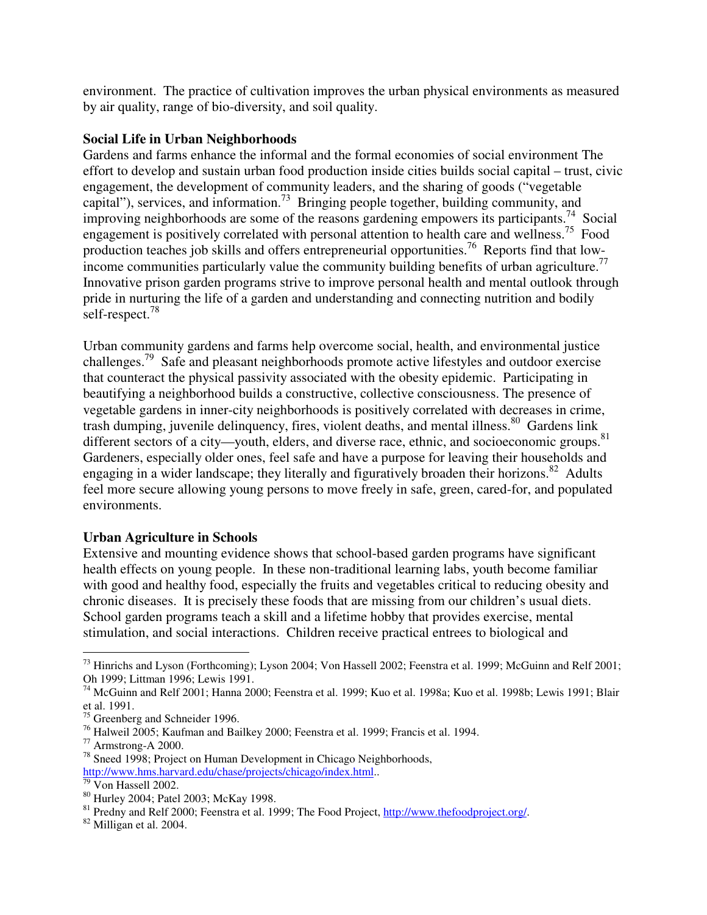environment. The practice of cultivation improves the urban physical environments as measured by air quality, range of bio-diversity, and soil quality.

**Social Life in Urban Neighborhoods**

Gardens and farms enhance the informal and the formal economies of social environment The effort to develop and sustain urban food production inside cities builds social capital – trust, civic engagement, the development of community leaders, and the sharing of goods ("vegetable capital"), services, and information.[73] Bringing people together, building community, and improving neighborhoods are some of the reasons gardening empowers its participants.[74] Social engagement is positively correlated with personal attention to health care and wellness.[75] Food production teaches job skills and offers entrepreneurial opportunities.[76] Reports find that low-income communities particularly value the community building benefits of urban agriculture.[77] Innovative prison garden programs strive to improve personal health and mental outlook through pride in nurturing the life of a garden and understanding and connecting nutrition and bodily self-respect.[78]

Urban community gardens and farms help overcome social, health, and environmental justice challenges.[79] Safe and pleasant neighborhoods promote active lifestyles and outdoor exercise that counteract the physical passivity associated with the obesity epidemic. Participating in beautifying a neighborhood builds a constructive, collective consciousness. The presence of vegetable gardens in inner-city neighborhoods is positively correlated with decreases in crime, trash dumping, juvenile delinquency, fires, violent deaths, and mental illness.[80] Gardens link different sectors of a city—youth, elders, and diverse race, ethnic, and socioeconomic groups.[81] Gardeners, especially older ones, feel safe and have a purpose for leaving their households and engaging in a wider landscape; they literally and figuratively broaden their horizons.[82] Adults feel more secure allowing young persons to move freely in safe, green, cared-for, and populated environments.

**Urban Agriculture in Schools**

Extensive and mounting evidence shows that school-based garden programs have significant health effects on young people. In these non-traditional learning labs, youth become familiar with good and healthy food, especially the fruits and vegetables critical to reducing obesity and chronic diseases. It is precisely these foods that are missing from our children's usual diets. School garden programs teach a skill and a lifetime hobby that provides exercise, mental stimulation, and social interactions. Children receive practical entrees to biological and

---

[73] Hinrichs and Lyson (Forthcoming); Lyson 2004; Von Hassell 2002; Feenstra et al. 1999; McGuinn and Relf 2001; Oh 1999; Littman 1996; Lewis 1991.

[74] McGuinn and Relf 2001; Hanna 2000; Feenstra et al. 1999; Kuo et al. 1998a; Kuo et al. 1998b; Lewis 1991; Blair et al. 1991.

[75] Greenberg and Schneider 1996.

[76] Halweil 2005; Kaufman and Bailkey 2000; Feenstra et al. 1999; Francis et al. 1994.

[77] Armstrong-A 2000.

[78] Sneed 1998; Project on Human Development in Chicago Neighborhoods, http://www.hms.harvard.edu/chase/projects/chicago/index.html..

[79] Von Hassell 2002.

[80] Hurley 2004; Patel 2003; McKay 1998.

[81] Predny and Relf 2000; Feenstra et al. 1999; The Food Project, http://www.thefoodproject.org/.

[82] Milligan et al. 2004.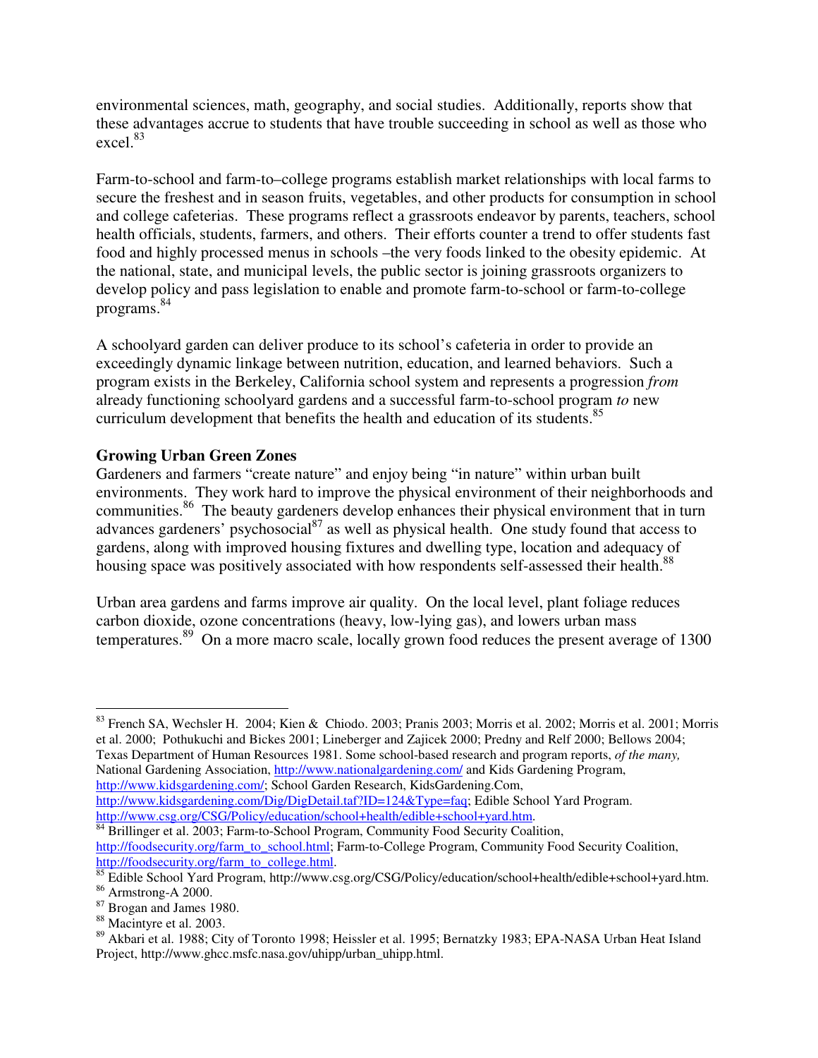environmental sciences, math, geography, and social studies. Additionally, reports show that these advantages accrue to students that have trouble succeeding in school as well as those who excel.[83]

Farm-to-school and farm-to–college programs establish market relationships with local farms to secure the freshest and in season fruits, vegetables, and other products for consumption in school and college cafeterias. These programs reflect a grassroots endeavor by parents, teachers, school health officials, students, farmers, and others. Their efforts counter a trend to offer students fast food and highly processed menus in schools –the very foods linked to the obesity epidemic. At the national, state, and municipal levels, the public sector is joining grassroots organizers to develop policy and pass legislation to enable and promote farm-to-school or farm-to-college programs.[84]

A schoolyard garden can deliver produce to its school's cafeteria in order to provide an exceedingly dynamic linkage between nutrition, education, and learned behaviors. Such a program exists in the Berkeley, California school system and represents a progression *from* already functioning schoolyard gardens and a successful farm-to-school program *to* new curriculum development that benefits the health and education of its students.[85]

**Growing Urban Green Zones**

Gardeners and farmers "create nature" and enjoy being "in nature" within urban built environments. They work hard to improve the physical environment of their neighborhoods and communities.[86] The beauty gardeners develop enhances their physical environment that in turn advances gardeners' psychosocial[87] as well as physical health. One study found that access to gardens, along with improved housing fixtures and dwelling type, location and adequacy of housing space was positively associated with how respondents self-assessed their health.[88]

Urban area gardens and farms improve air quality. On the local level, plant foliage reduces carbon dioxide, ozone concentrations (heavy, low-lying gas), and lowers urban mass temperatures.[89] On a more macro scale, locally grown food reduces the present average of 1300

---

[83] French SA, Wechsler H. 2004; Kien & Chiodo. 2003; Pranis 2003; Morris et al. 2002; Morris et al. 2001; Morris et al. 2000; Pothukuchi and Bickes 2001; Lineberger and Zajicek 2000; Predny and Relf 2000; Bellows 2004; Texas Department of Human Resources 1981. Some school-based research and program reports, *of the many,* National Gardening Association, http://www.nationalgardening.com/ and Kids Gardening Program, http://www.kidsgardening.com/; School Garden Research, KidsGardening.Com, http://www.kidsgardening.com/Dig/DigDetail.taf?ID=124&Type=faq; Edible School Yard Program. http://www.csg.org/CSG/Policy/education/school+health/edible+school+yard.htm.

[84] Brillinger et al. 2003; Farm-to-School Program, Community Food Security Coalition, http://foodsecurity.org/farm_to_school.html; Farm-to-College Program, Community Food Security Coalition, http://foodsecurity.org/farm_to_college.html.

[85] Edible School Yard Program, http://www.csg.org/CSG/Policy/education/school+health/edible+school+yard.htm.

[86] Armstrong-A 2000.

[87] Brogan and James 1980.

[88] Macintyre et al. 2003.

[89] Akbari et al. 1988; City of Toronto 1998; Heissler et al. 1995; Bernatzky 1983; EPA-NASA Urban Heat Island Project, http://www.ghcc.msfc.nasa.gov/uhipp/urban_uhipp.html.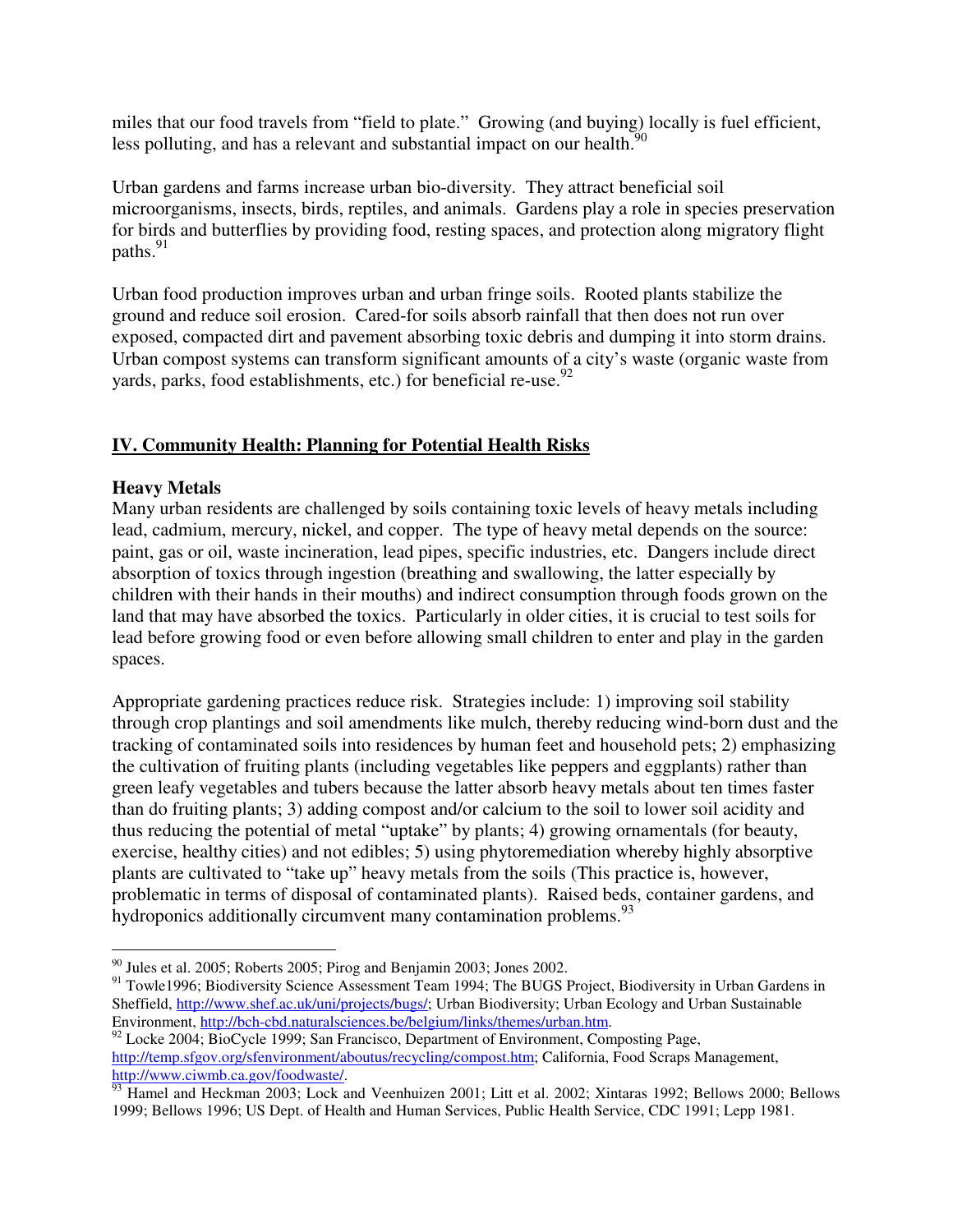miles that our food travels from "field to plate." Growing (and buying) locally is fuel efficient, less polluting, and has a relevant and substantial impact on our health.[90]

Urban gardens and farms increase urban bio-diversity. They attract beneficial soil microorganisms, insects, birds, reptiles, and animals. Gardens play a role in species preservation for birds and butterflies by providing food, resting spaces, and protection along migratory flight paths.[91]

Urban food production improves urban and urban fringe soils. Rooted plants stabilize the ground and reduce soil erosion. Cared-for soils absorb rainfall that then does not run over exposed, compacted dirt and pavement absorbing toxic debris and dumping it into storm drains. Urban compost systems can transform significant amounts of a city's waste (organic waste from yards, parks, food establishments, etc.) for beneficial re-use.[92]

## IV. Community Health: Planning for Potential Health Risks

### Heavy Metals

Many urban residents are challenged by soils containing toxic levels of heavy metals including lead, cadmium, mercury, nickel, and copper. The type of heavy metal depends on the source: paint, gas or oil, waste incineration, lead pipes, specific industries, etc. Dangers include direct absorption of toxics through ingestion (breathing and swallowing, the latter especially by children with their hands in their mouths) and indirect consumption through foods grown on the land that may have absorbed the toxics. Particularly in older cities, it is crucial to test soils for lead before growing food or even before allowing small children to enter and play in the garden spaces.

Appropriate gardening practices reduce risk. Strategies include: 1) improving soil stability through crop plantings and soil amendments like mulch, thereby reducing wind-born dust and the tracking of contaminated soils into residences by human feet and household pets; 2) emphasizing the cultivation of fruiting plants (including vegetables like peppers and eggplants) rather than green leafy vegetables and tubers because the latter absorb heavy metals about ten times faster than do fruiting plants; 3) adding compost and/or calcium to the soil to lower soil acidity and thus reducing the potential of metal "uptake" by plants; 4) growing ornamentals (for beauty, exercise, healthy cities) and not edibles; 5) using phytoremediation whereby highly absorptive plants are cultivated to "take up" heavy metals from the soils (This practice is, however, problematic in terms of disposal of contaminated plants). Raised beds, container gardens, and hydroponics additionally circumvent many contamination problems.[93]

---

[90] Jules et al. 2005; Roberts 2005; Pirog and Benjamin 2003; Jones 2002.

[91] Towle1996; Biodiversity Science Assessment Team 1994; The BUGS Project, Biodiversity in Urban Gardens in Sheffield, http://www.shef.ac.uk/uni/projects/bugs/; Urban Biodiversity; Urban Ecology and Urban Sustainable Environment, http://bch-cbd.naturalsciences.be/belgium/links/themes/urban.htm.

[92] Locke 2004; BioCycle 1999; San Francisco, Department of Environment, Composting Page, http://temp.sfgov.org/sfenvironment/aboutus/recycling/compost.htm; California, Food Scraps Management, http://www.ciwmb.ca.gov/foodwaste/.

[93] Hamel and Heckman 2003; Lock and Veenhuizen 2001; Litt et al. 2002; Xintaras 1992; Bellows 2000; Bellows 1999; Bellows 1996; US Dept. of Health and Human Services, Public Health Service, CDC 1991; Lepp 1981.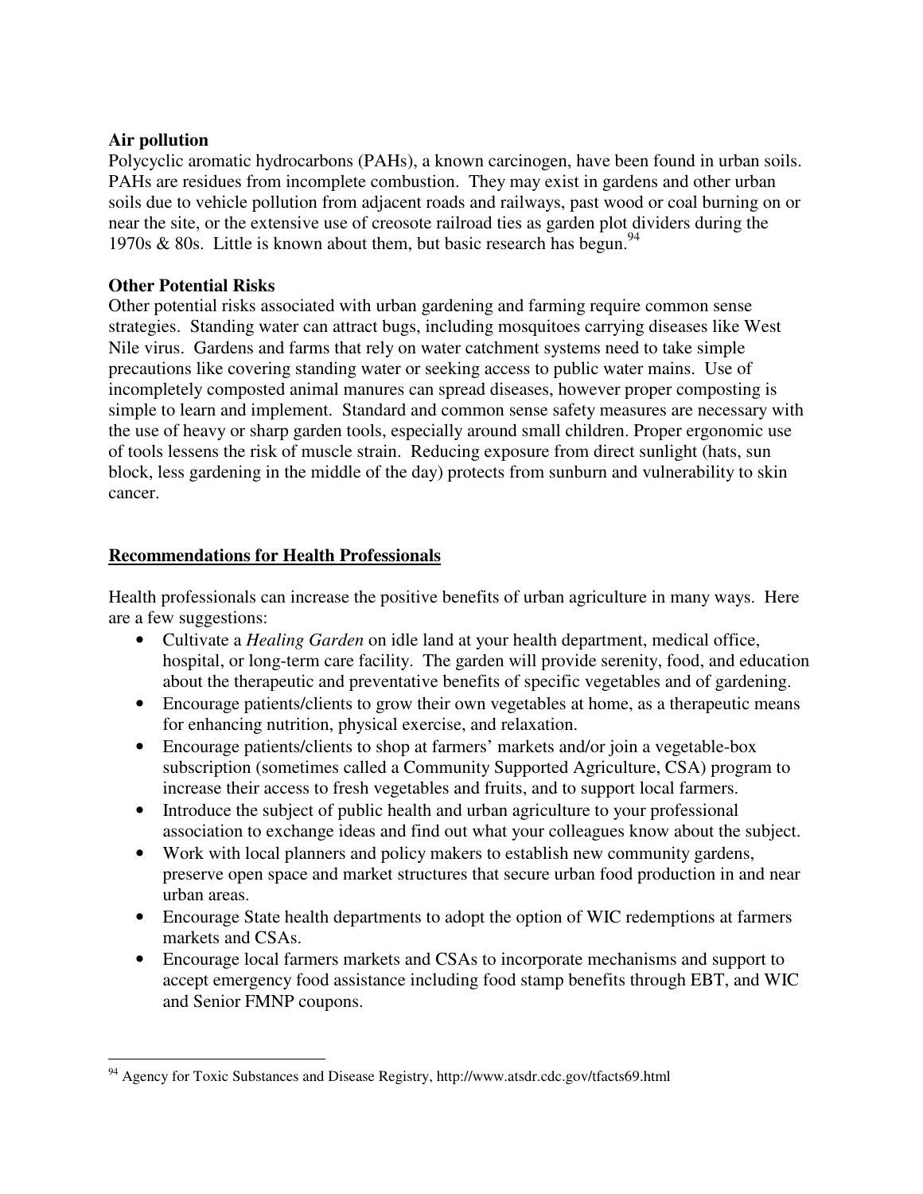**Air pollution**

Polycyclic aromatic hydrocarbons (PAHs), a known carcinogen, have been found in urban soils. PAHs are residues from incomplete combustion. They may exist in gardens and other urban soils due to vehicle pollution from adjacent roads and railways, past wood or coal burning on or near the site, or the extensive use of creosote railroad ties as garden plot dividers during the 1970s & 80s. Little is known about them, but basic research has begun.[94]

**Other Potential Risks**

Other potential risks associated with urban gardening and farming require common sense strategies. Standing water can attract bugs, including mosquitoes carrying diseases like West Nile virus. Gardens and farms that rely on water catchment systems need to take simple precautions like covering standing water or seeking access to public water mains. Use of incompletely composted animal manures can spread diseases, however proper composting is simple to learn and implement. Standard and common sense safety measures are necessary with the use of heavy or sharp garden tools, especially around small children. Proper ergonomic use of tools lessens the risk of muscle strain. Reducing exposure from direct sunlight (hats, sun block, less gardening in the middle of the day) protects from sunburn and vulnerability to skin cancer.

## Recommendations for Health Professionals

Health professionals can increase the positive benefits of urban agriculture in many ways. Here are a few suggestions:

- Cultivate a *Healing Garden* on idle land at your health department, medical office, hospital, or long-term care facility. The garden will provide serenity, food, and education about the therapeutic and preventative benefits of specific vegetables and of gardening.
- Encourage patients/clients to grow their own vegetables at home, as a therapeutic means for enhancing nutrition, physical exercise, and relaxation.
- Encourage patients/clients to shop at farmers' markets and/or join a vegetable-box subscription (sometimes called a Community Supported Agriculture, CSA) program to increase their access to fresh vegetables and fruits, and to support local farmers.
- Introduce the subject of public health and urban agriculture to your professional association to exchange ideas and find out what your colleagues know about the subject.
- Work with local planners and policy makers to establish new community gardens, preserve open space and market structures that secure urban food production in and near urban areas.
- Encourage State health departments to adopt the option of WIC redemptions at farmers markets and CSAs.
- Encourage local farmers markets and CSAs to incorporate mechanisms and support to accept emergency food assistance including food stamp benefits through EBT, and WIC and Senior FMNP coupons.

---

[94] Agency for Toxic Substances and Disease Registry, http://www.atsdr.cdc.gov/tfacts69.html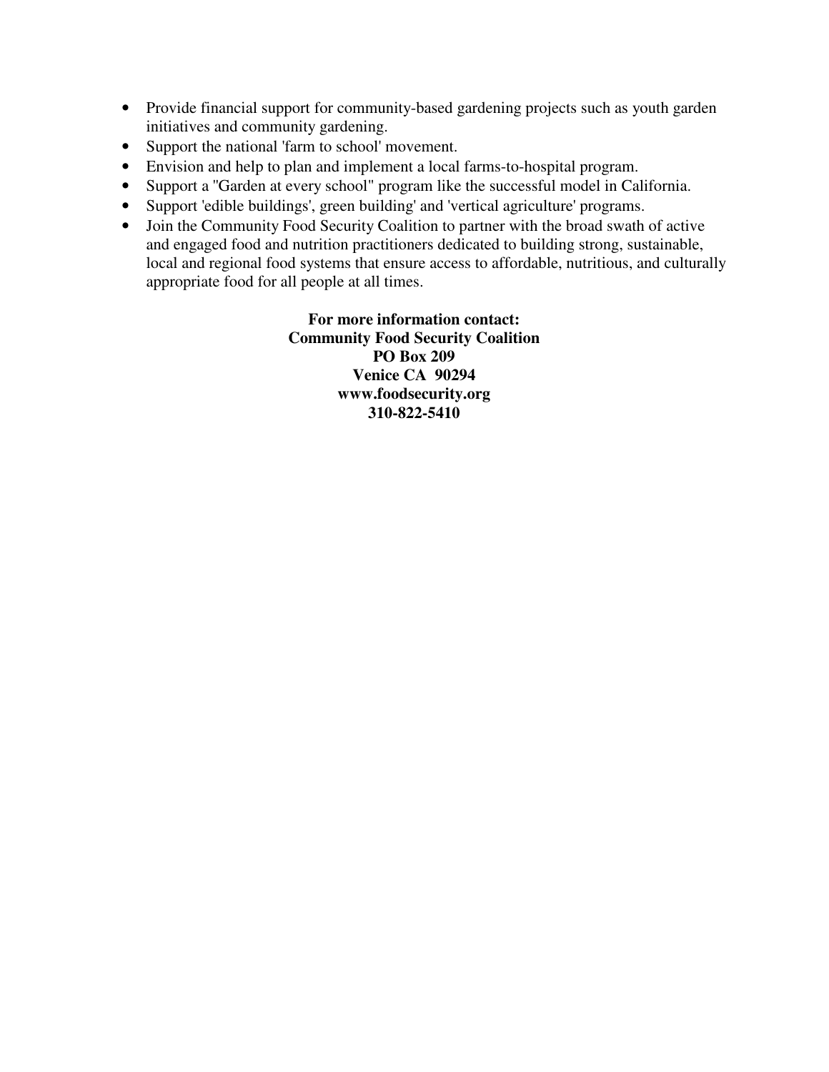- Provide financial support for community-based gardening projects such as youth garden initiatives and community gardening.
- Support the national 'farm to school' movement.
- Envision and help to plan and implement a local farms-to-hospital program.
- Support a "Garden at every school" program like the successful model in California.
- Support 'edible buildings', green building' and 'vertical agriculture' programs.
- Join the Community Food Security Coalition to partner with the broad swath of active and engaged food and nutrition practitioners dedicated to building strong, sustainable, local and regional food systems that ensure access to affordable, nutritious, and culturally appropriate food for all people at all times.

**For more information contact:**
**Community Food Security Coalition**
**PO Box 209**
**Venice CA 90294**
**www.foodsecurity.org**
**310-822-5410**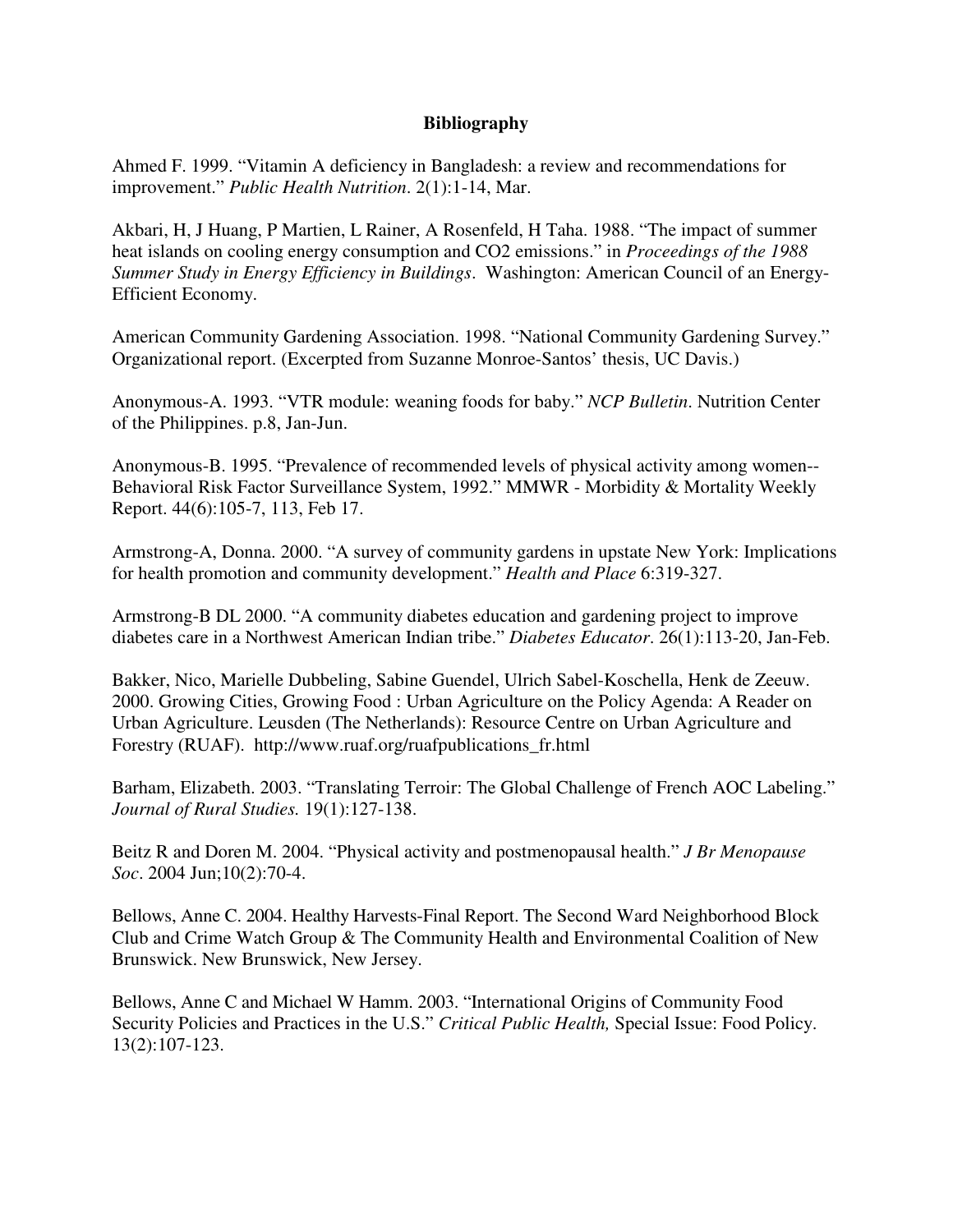## Bibliography

Ahmed F. 1999. "Vitamin A deficiency in Bangladesh: a review and recommendations for improvement." *Public Health Nutrition*. 2(1):1-14, Mar.

Akbari, H, J Huang, P Martien, L Rainer, A Rosenfeld, H Taha. 1988. "The impact of summer heat islands on cooling energy consumption and CO2 emissions." in *Proceedings of the 1988 Summer Study in Energy Efficiency in Buildings*. Washington: American Council of an Energy-Efficient Economy.

American Community Gardening Association. 1998. "National Community Gardening Survey." Organizational report. (Excerpted from Suzanne Monroe-Santos' thesis, UC Davis.)

Anonymous-A. 1993. "VTR module: weaning foods for baby." *NCP Bulletin*. Nutrition Center of the Philippines. p.8, Jan-Jun.

Anonymous-B. 1995. "Prevalence of recommended levels of physical activity among women--Behavioral Risk Factor Surveillance System, 1992." MMWR - Morbidity & Mortality Weekly Report. 44(6):105-7, 113, Feb 17.

Armstrong-A, Donna. 2000. "A survey of community gardens in upstate New York: Implications for health promotion and community development." *Health and Place* 6:319-327.

Armstrong-B DL 2000. "A community diabetes education and gardening project to improve diabetes care in a Northwest American Indian tribe." *Diabetes Educator*. 26(1):113-20, Jan-Feb.

Bakker, Nico, Marielle Dubbeling, Sabine Guendel, Ulrich Sabel-Koschella, Henk de Zeeuw. 2000. Growing Cities, Growing Food : Urban Agriculture on the Policy Agenda: A Reader on Urban Agriculture. Leusden (The Netherlands): Resource Centre on Urban Agriculture and Forestry (RUAF). http://www.ruaf.org/ruafpublications_fr.html

Barham, Elizabeth. 2003. "Translating Terroir: The Global Challenge of French AOC Labeling." *Journal of Rural Studies.* 19(1):127-138.

Beitz R and Doren M. 2004. "Physical activity and postmenopausal health." *J Br Menopause Soc*. 2004 Jun;10(2):70-4.

Bellows, Anne C. 2004. Healthy Harvests-Final Report. The Second Ward Neighborhood Block Club and Crime Watch Group & The Community Health and Environmental Coalition of New Brunswick. New Brunswick, New Jersey.

Bellows, Anne C and Michael W Hamm. 2003. "International Origins of Community Food Security Policies and Practices in the U.S." *Critical Public Health,* Special Issue: Food Policy. 13(2):107-123.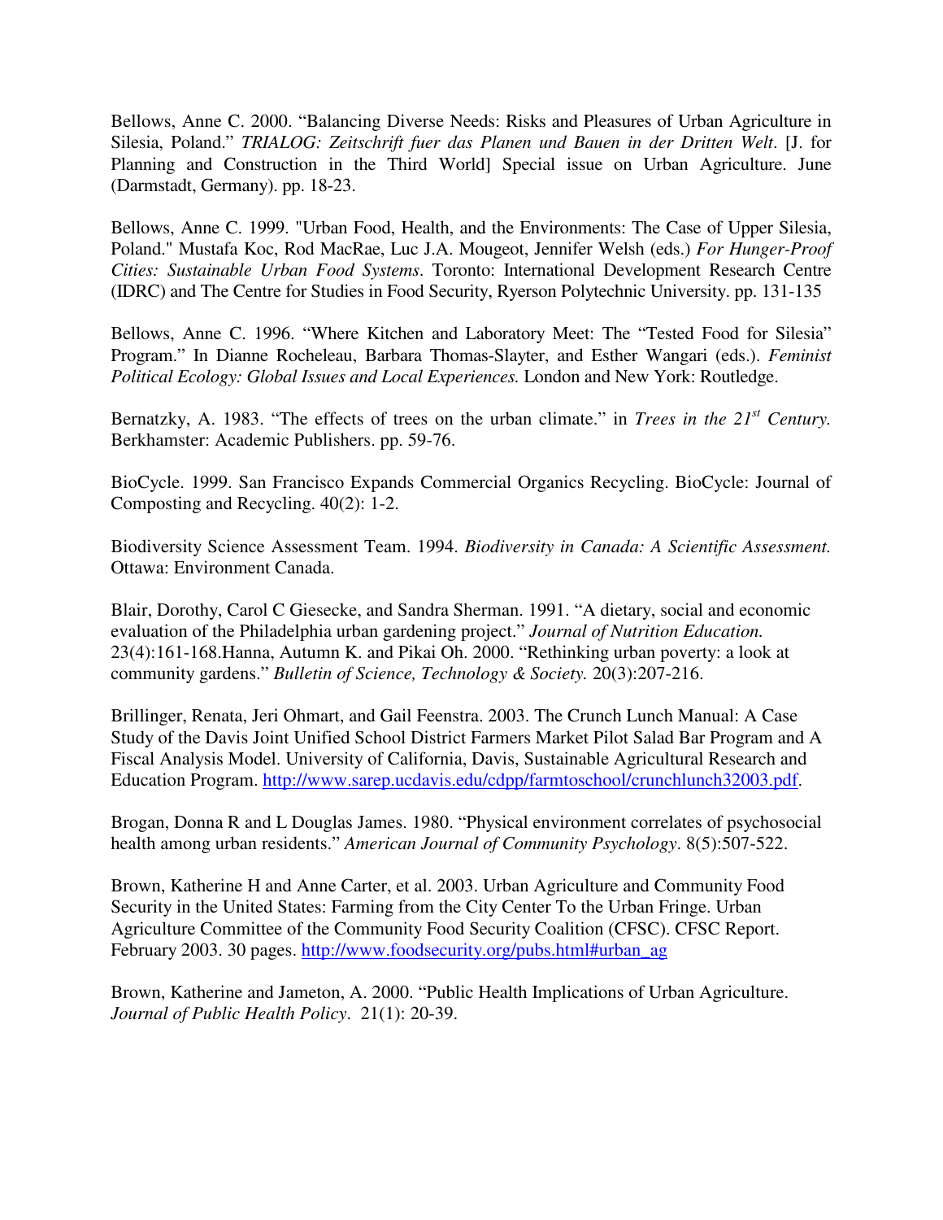Bellows, Anne C. 2000. "Balancing Diverse Needs: Risks and Pleasures of Urban Agriculture in Silesia, Poland." *TRIALOG: Zeitschrift fuer das Planen und Bauen in der Dritten Welt*. [J. for Planning and Construction in the Third World] Special issue on Urban Agriculture. June (Darmstadt, Germany). pp. 18-23.

Bellows, Anne C. 1999. "Urban Food, Health, and the Environments: The Case of Upper Silesia, Poland." Mustafa Koc, Rod MacRae, Luc J.A. Mougeot, Jennifer Welsh (eds.) *For Hunger-Proof Cities: Sustainable Urban Food Systems*. Toronto: International Development Research Centre (IDRC) and The Centre for Studies in Food Security, Ryerson Polytechnic University. pp. 131-135

Bellows, Anne C. 1996. "Where Kitchen and Laboratory Meet: The "Tested Food for Silesia" Program." In Dianne Rocheleau, Barbara Thomas-Slayter, and Esther Wangari (eds.). *Feminist Political Ecology: Global Issues and Local Experiences.* London and New York: Routledge.

Bernatzky, A. 1983. "The effects of trees on the urban climate." in *Trees in the 21st Century.* Berkhamster: Academic Publishers. pp. 59-76.

BioCycle. 1999. San Francisco Expands Commercial Organics Recycling. BioCycle: Journal of Composting and Recycling. 40(2): 1-2.

Biodiversity Science Assessment Team. 1994. *Biodiversity in Canada: A Scientific Assessment.* Ottawa: Environment Canada.

Blair, Dorothy, Carol C Giesecke, and Sandra Sherman. 1991. "A dietary, social and economic evaluation of the Philadelphia urban gardening project." *Journal of Nutrition Education.* 23(4):161-168.Hanna, Autumn K. and Pikai Oh. 2000. "Rethinking urban poverty: a look at community gardens." *Bulletin of Science, Technology & Society.* 20(3):207-216.

Brillinger, Renata, Jeri Ohmart, and Gail Feenstra. 2003. The Crunch Lunch Manual: A Case Study of the Davis Joint Unified School District Farmers Market Pilot Salad Bar Program and A Fiscal Analysis Model. University of California, Davis, Sustainable Agricultural Research and Education Program. http://www.sarep.ucdavis.edu/cdpp/farmtoschool/crunchlunch32003.pdf.

Brogan, Donna R and L Douglas James. 1980. "Physical environment correlates of psychosocial health among urban residents." *American Journal of Community Psychology*. 8(5):507-522.

Brown, Katherine H and Anne Carter, et al. 2003. Urban Agriculture and Community Food Security in the United States: Farming from the City Center To the Urban Fringe. Urban Agriculture Committee of the Community Food Security Coalition (CFSC). CFSC Report. February 2003. 30 pages. http://www.foodsecurity.org/pubs.html#urban_ag

Brown, Katherine and Jameton, A. 2000. "Public Health Implications of Urban Agriculture. *Journal of Public Health Policy*. 21(1): 20-39.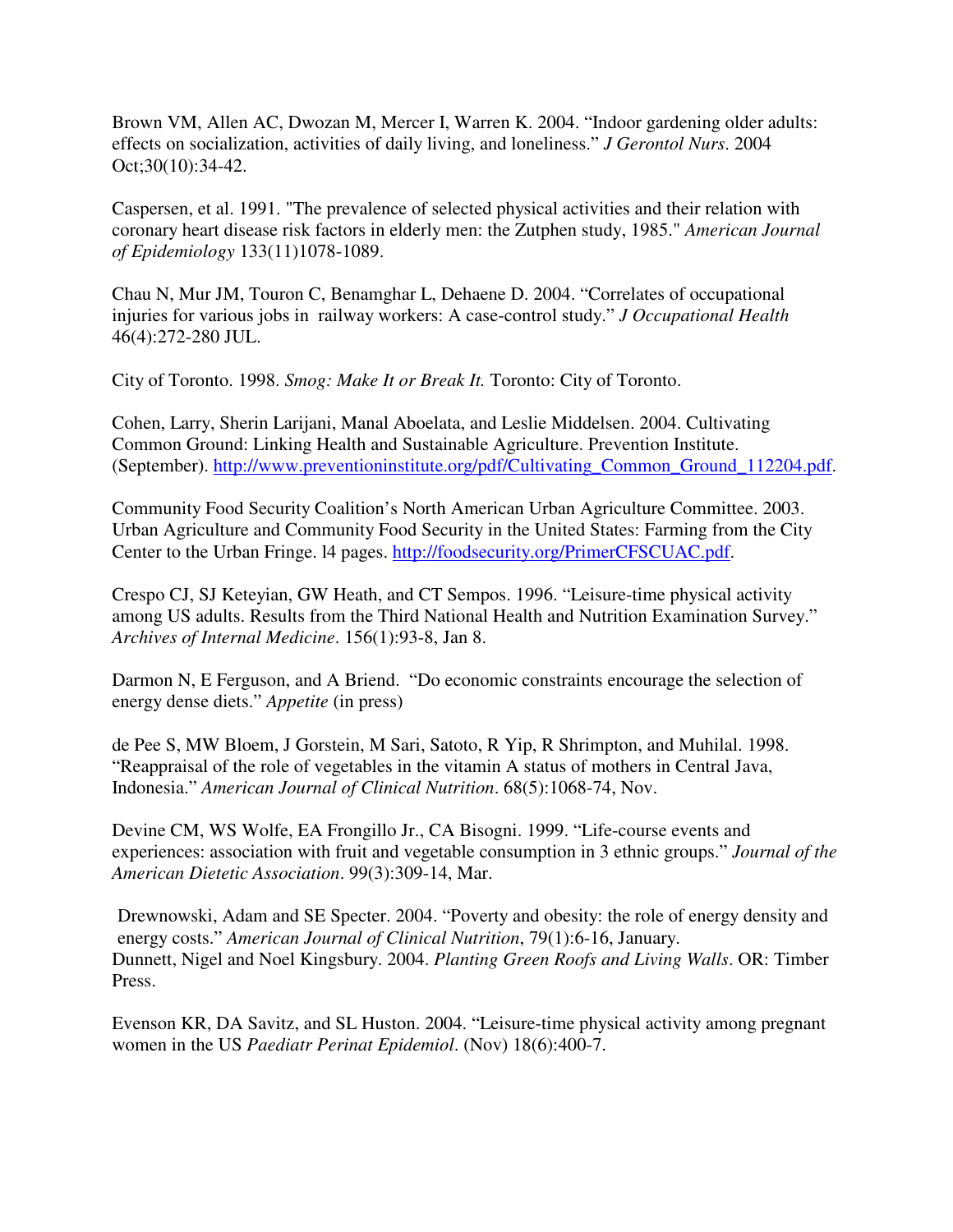Brown VM, Allen AC, Dwozan M, Mercer I, Warren K. 2004. "Indoor gardening older adults: effects on socialization, activities of daily living, and loneliness." *J Gerontol Nurs*. 2004 Oct;30(10):34-42.

Caspersen, et al. 1991. "The prevalence of selected physical activities and their relation with coronary heart disease risk factors in elderly men: the Zutphen study, 1985." *American Journal of Epidemiology* 133(11)1078-1089.

Chau N, Mur JM, Touron C, Benamghar L, Dehaene D. 2004. "Correlates of occupational injuries for various jobs in railway workers: A case-control study." *J Occupational Health* 46(4):272-280 JUL.

City of Toronto. 1998. *Smog: Make It or Break It.* Toronto: City of Toronto.

Cohen, Larry, Sherin Larijani, Manal Aboelata, and Leslie Middelsen. 2004. Cultivating Common Ground: Linking Health and Sustainable Agriculture. Prevention Institute. (September). http://www.preventioninstitute.org/pdf/Cultivating_Common_Ground_112204.pdf.

Community Food Security Coalition's North American Urban Agriculture Committee. 2003. Urban Agriculture and Community Food Security in the United States: Farming from the City Center to the Urban Fringe. l4 pages. http://foodsecurity.org/PrimerCFSCUAC.pdf.

Crespo CJ, SJ Keteyian, GW Heath, and CT Sempos. 1996. "Leisure-time physical activity among US adults. Results from the Third National Health and Nutrition Examination Survey." *Archives of Internal Medicine*. 156(1):93-8, Jan 8.

Darmon N, E Ferguson, and A Briend. "Do economic constraints encourage the selection of energy dense diets." *Appetite* (in press)

de Pee S, MW Bloem, J Gorstein, M Sari, Satoto, R Yip, R Shrimpton, and Muhilal. 1998. "Reappraisal of the role of vegetables in the vitamin A status of mothers in Central Java, Indonesia." *American Journal of Clinical Nutrition*. 68(5):1068-74, Nov.

Devine CM, WS Wolfe, EA Frongillo Jr., CA Bisogni. 1999. "Life-course events and experiences: association with fruit and vegetable consumption in 3 ethnic groups." *Journal of the American Dietetic Association*. 99(3):309-14, Mar.

Drewnowski, Adam and SE Specter. 2004. "Poverty and obesity: the role of energy density and energy costs." *American Journal of Clinical Nutrition*, 79(1):6-16, January.

Dunnett, Nigel and Noel Kingsbury. 2004. *Planting Green Roofs and Living Walls*. OR: Timber Press.

Evenson KR, DA Savitz, and SL Huston. 2004. "Leisure-time physical activity among pregnant women in the US *Paediatr Perinat Epidemiol*. (Nov) 18(6):400-7.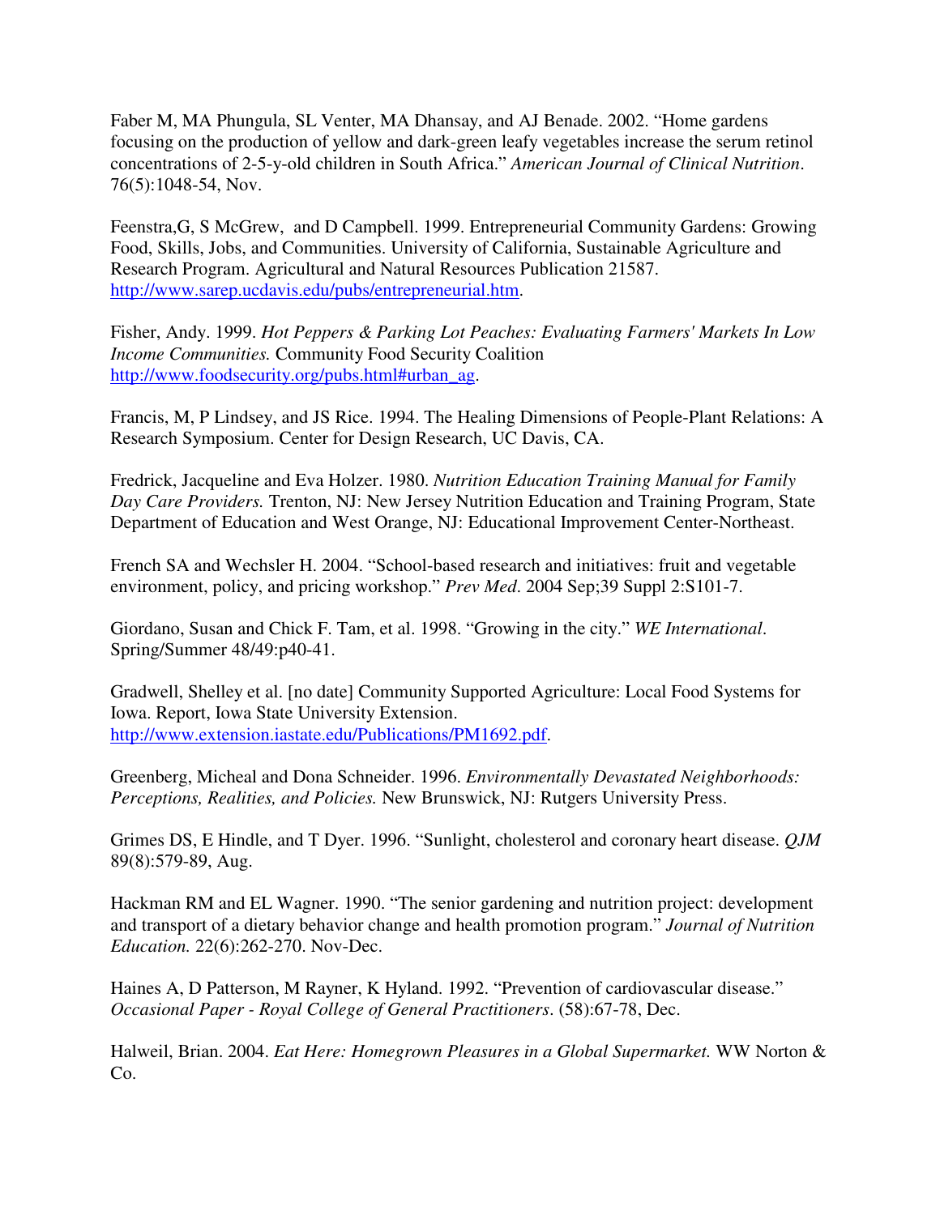Faber M, MA Phungula, SL Venter, MA Dhansay, and AJ Benade. 2002. "Home gardens focusing on the production of yellow and dark-green leafy vegetables increase the serum retinol concentrations of 2-5-y-old children in South Africa." *American Journal of Clinical Nutrition*. 76(5):1048-54, Nov.

Feenstra,G, S McGrew, and D Campbell. 1999. Entrepreneurial Community Gardens: Growing Food, Skills, Jobs, and Communities. University of California, Sustainable Agriculture and Research Program. Agricultural and Natural Resources Publication 21587. http://www.sarep.ucdavis.edu/pubs/entrepreneurial.htm.

Fisher, Andy. 1999. *Hot Peppers & Parking Lot Peaches: Evaluating Farmers' Markets In Low Income Communities.* Community Food Security Coalition http://www.foodsecurity.org/pubs.html#urban_ag.

Francis, M, P Lindsey, and JS Rice. 1994. The Healing Dimensions of People-Plant Relations: A Research Symposium. Center for Design Research, UC Davis, CA.

Fredrick, Jacqueline and Eva Holzer. 1980. *Nutrition Education Training Manual for Family Day Care Providers.* Trenton, NJ: New Jersey Nutrition Education and Training Program, State Department of Education and West Orange, NJ: Educational Improvement Center-Northeast.

French SA and Wechsler H. 2004. "School-based research and initiatives: fruit and vegetable environment, policy, and pricing workshop." *Prev Med*. 2004 Sep;39 Suppl 2:S101-7.

Giordano, Susan and Chick F. Tam, et al. 1998. "Growing in the city." *WE International*. Spring/Summer 48/49:p40-41.

Gradwell, Shelley et al. [no date] Community Supported Agriculture: Local Food Systems for Iowa. Report, Iowa State University Extension. http://www.extension.iastate.edu/Publications/PM1692.pdf.

Greenberg, Micheal and Dona Schneider. 1996. *Environmentally Devastated Neighborhoods: Perceptions, Realities, and Policies.* New Brunswick, NJ: Rutgers University Press.

Grimes DS, E Hindle, and T Dyer. 1996. "Sunlight, cholesterol and coronary heart disease. *QJM* 89(8):579-89, Aug.

Hackman RM and EL Wagner. 1990. "The senior gardening and nutrition project: development and transport of a dietary behavior change and health promotion program." *Journal of Nutrition Education.* 22(6):262-270. Nov-Dec.

Haines A, D Patterson, M Rayner, K Hyland. 1992. "Prevention of cardiovascular disease." *Occasional Paper - Royal College of General Practitioners*. (58):67-78, Dec.

Halweil, Brian. 2004. *Eat Here: Homegrown Pleasures in a Global Supermarket.* WW Norton & Co.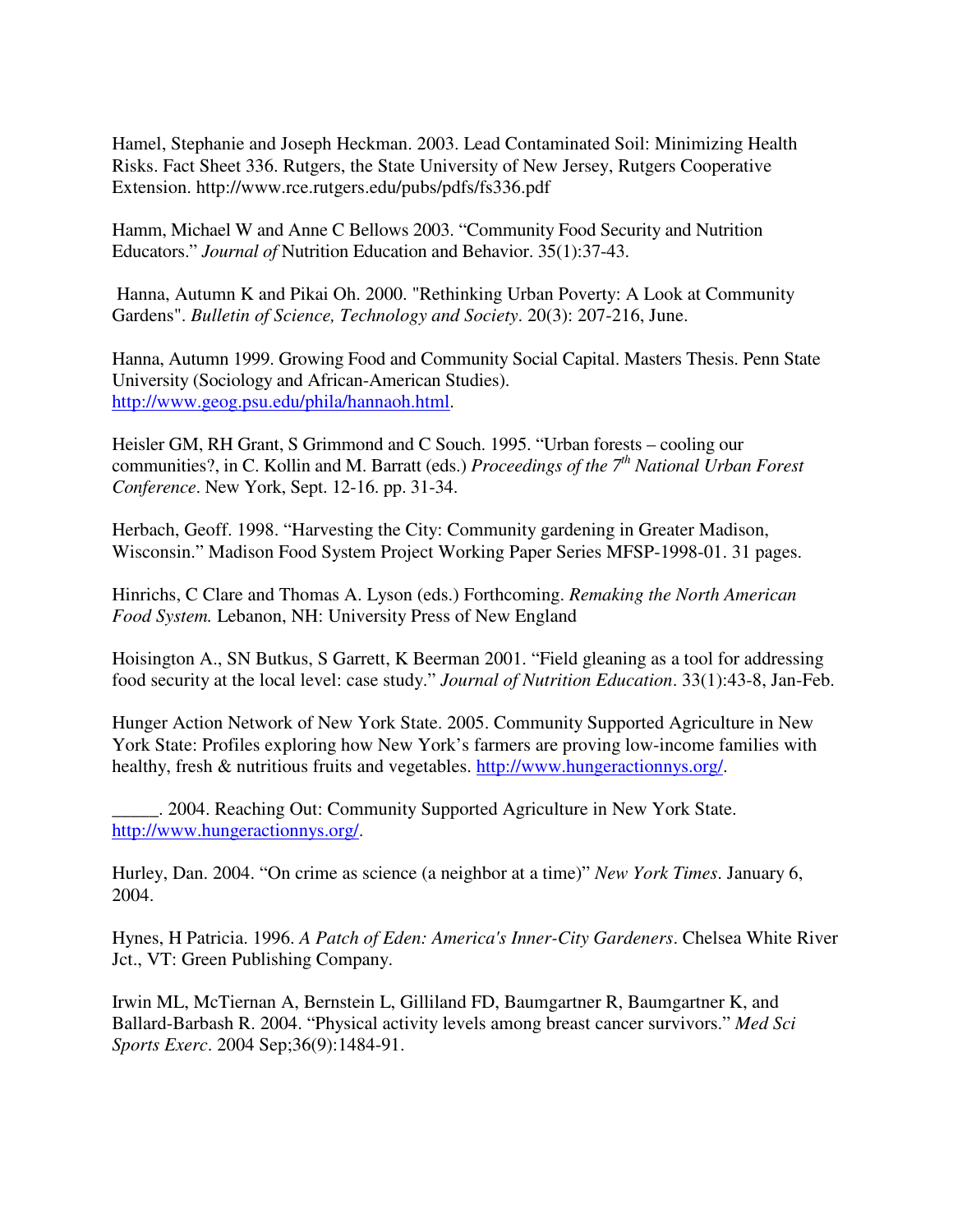Hamel, Stephanie and Joseph Heckman. 2003. Lead Contaminated Soil: Minimizing Health Risks. Fact Sheet 336. Rutgers, the State University of New Jersey, Rutgers Cooperative Extension. http://www.rce.rutgers.edu/pubs/pdfs/fs336.pdf

Hamm, Michael W and Anne C Bellows 2003. "Community Food Security and Nutrition Educators." *Journal of* Nutrition Education and Behavior. 35(1):37-43.

Hanna, Autumn K and Pikai Oh. 2000. "Rethinking Urban Poverty: A Look at Community Gardens". *Bulletin of Science, Technology and Society*. 20(3): 207-216, June.

Hanna, Autumn 1999. Growing Food and Community Social Capital. Masters Thesis. Penn State University (Sociology and African-American Studies). http://www.geog.psu.edu/phila/hannaoh.html.

Heisler GM, RH Grant, S Grimmond and C Souch. 1995. "Urban forests – cooling our communities?, in C. Kollin and M. Barratt (eds.) *Proceedings of the 7th National Urban Forest Conference*. New York, Sept. 12-16. pp. 31-34.

Herbach, Geoff. 1998. "Harvesting the City: Community gardening in Greater Madison, Wisconsin." Madison Food System Project Working Paper Series MFSP-1998-01. 31 pages.

Hinrichs, C Clare and Thomas A. Lyson (eds.) Forthcoming. *Remaking the North American Food System.* Lebanon, NH: University Press of New England

Hoisington A., SN Butkus, S Garrett, K Beerman 2001. "Field gleaning as a tool for addressing food security at the local level: case study." *Journal of Nutrition Education*. 33(1):43-8, Jan-Feb.

Hunger Action Network of New York State. 2005. Community Supported Agriculture in New York State: Profiles exploring how New York's farmers are proving low-income families with healthy, fresh & nutritious fruits and vegetables. http://www.hungeractionnys.org/.

_____. 2004. Reaching Out: Community Supported Agriculture in New York State. http://www.hungeractionnys.org/.

Hurley, Dan. 2004. "On crime as science (a neighbor at a time)" *New York Times*. January 6, 2004.

Hynes, H Patricia. 1996. *A Patch of Eden: America's Inner-City Gardeners*. Chelsea White River Jct., VT: Green Publishing Company.

Irwin ML, McTiernan A, Bernstein L, Gilliland FD, Baumgartner R, Baumgartner K, and Ballard-Barbash R. 2004. "Physical activity levels among breast cancer survivors." *Med Sci Sports Exerc*. 2004 Sep;36(9):1484-91.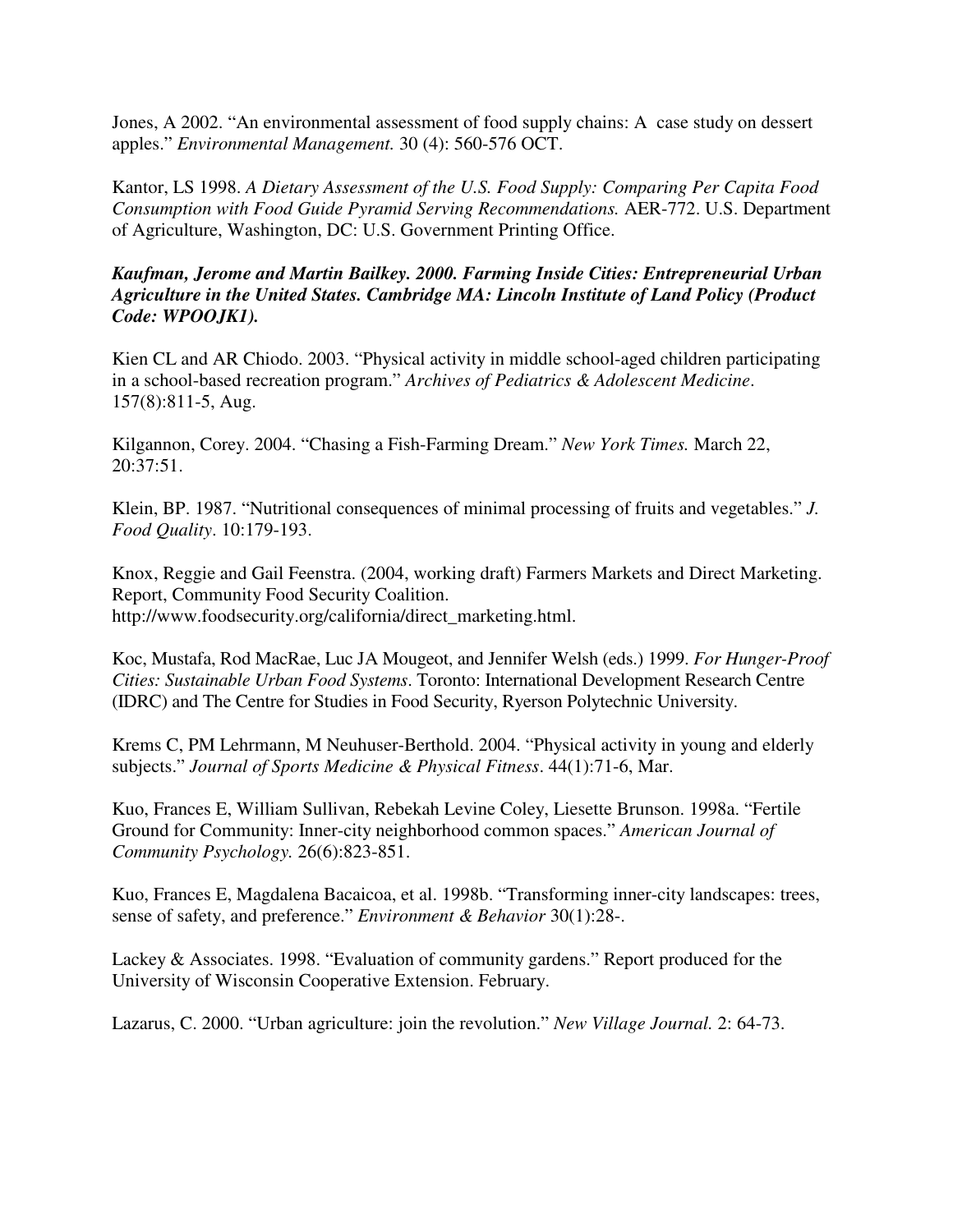Jones, A 2002. “An environmental assessment of food supply chains: A case study on dessert apples.” *Environmental Management.* 30 (4): 560-576 OCT.

Kantor, LS 1998. *A Dietary Assessment of the U.S. Food Supply: Comparing Per Capita Food Consumption with Food Guide Pyramid Serving Recommendations.* AER-772. U.S. Department of Agriculture, Washington, DC: U.S. Government Printing Office.

***Kaufman, Jerome and Martin Bailkey. 2000. Farming Inside Cities: Entrepreneurial Urban Agriculture in the United States. Cambridge MA: Lincoln Institute of Land Policy (Product Code: WPOOJK1).***

Kien CL and AR Chiodo. 2003. “Physical activity in middle school-aged children participating in a school-based recreation program.” *Archives of Pediatrics & Adolescent Medicine*. 157(8):811-5, Aug.

Kilgannon, Corey. 2004. “Chasing a Fish-Farming Dream.” *New York Times.* March 22, 20:37:51.

Klein, BP. 1987. “Nutritional consequences of minimal processing of fruits and vegetables.” *J. Food Quality*. 10:179-193.

Knox, Reggie and Gail Feenstra. (2004, working draft) Farmers Markets and Direct Marketing. Report, Community Food Security Coalition. http://www.foodsecurity.org/california/direct_marketing.html.

Koc, Mustafa, Rod MacRae, Luc JA Mougeot, and Jennifer Welsh (eds.) 1999. *For Hunger-Proof Cities: Sustainable Urban Food Systems*. Toronto: International Development Research Centre (IDRC) and The Centre for Studies in Food Security, Ryerson Polytechnic University.

Krems C, PM Lehrmann, M Neuhuser-Berthold. 2004. “Physical activity in young and elderly subjects.” *Journal of Sports Medicine & Physical Fitness*. 44(1):71-6, Mar.

Kuo, Frances E, William Sullivan, Rebekah Levine Coley, Liesette Brunson. 1998a. “Fertile Ground for Community: Inner-city neighborhood common spaces.” *American Journal of Community Psychology.* 26(6):823-851.

Kuo, Frances E, Magdalena Bacaicoa, et al. 1998b. “Transforming inner-city landscapes: trees, sense of safety, and preference.” *Environment & Behavior* 30(1):28-.

Lackey & Associates. 1998. “Evaluation of community gardens.” Report produced for the University of Wisconsin Cooperative Extension. February.

Lazarus, C. 2000. “Urban agriculture: join the revolution.” *New Village Journal.* 2: 64-73.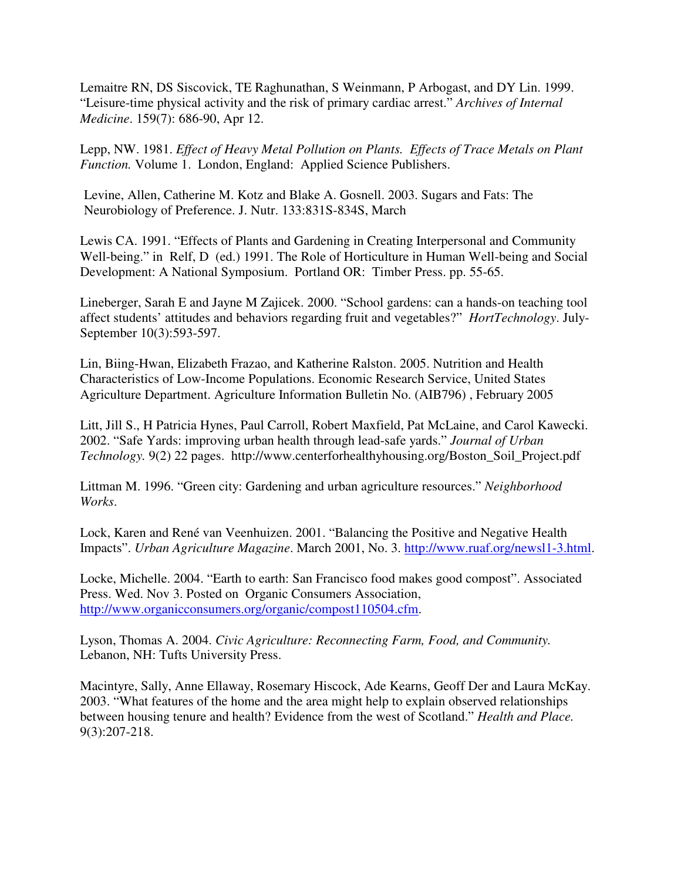Lemaitre RN, DS Siscovick, TE Raghunathan, S Weinmann, P Arbogast, and DY Lin. 1999. "Leisure-time physical activity and the risk of primary cardiac arrest." *Archives of Internal Medicine*. 159(7): 686-90, Apr 12.

Lepp, NW. 1981. *Effect of Heavy Metal Pollution on Plants. Effects of Trace Metals on Plant Function.* Volume 1. London, England: Applied Science Publishers.

Levine, Allen, Catherine M. Kotz and Blake A. Gosnell. 2003. Sugars and Fats: The Neurobiology of Preference. J. Nutr. 133:831S-834S, March

Lewis CA. 1991. "Effects of Plants and Gardening in Creating Interpersonal and Community Well-being." in Relf, D (ed.) 1991. The Role of Horticulture in Human Well-being and Social Development: A National Symposium. Portland OR: Timber Press. pp. 55-65.

Lineberger, Sarah E and Jayne M Zajicek. 2000. "School gardens: can a hands-on teaching tool affect students' attitudes and behaviors regarding fruit and vegetables?" *HortTechnology*. July-September 10(3):593-597.

Lin, Biing-Hwan, Elizabeth Frazao, and Katherine Ralston. 2005. Nutrition and Health Characteristics of Low-Income Populations. Economic Research Service, United States Agriculture Department. Agriculture Information Bulletin No. (AIB796) , February 2005

Litt, Jill S., H Patricia Hynes, Paul Carroll, Robert Maxfield, Pat McLaine, and Carol Kawecki. 2002. "Safe Yards: improving urban health through lead-safe yards." *Journal of Urban Technology.* 9(2) 22 pages. http://www.centerforhealthyhousing.org/Boston_Soil_Project.pdf

Littman M. 1996. "Green city: Gardening and urban agriculture resources." *Neighborhood Works*.

Lock, Karen and René van Veenhuizen. 2001. "Balancing the Positive and Negative Health Impacts". *Urban Agriculture Magazine*. March 2001, No. 3. http://www.ruaf.org/newsl1-3.html.

Locke, Michelle. 2004. "Earth to earth: San Francisco food makes good compost". Associated Press. Wed. Nov 3. Posted on Organic Consumers Association, http://www.organicconsumers.org/organic/compost110504.cfm.

Lyson, Thomas A. 2004. *Civic Agriculture: Reconnecting Farm, Food, and Community.* Lebanon, NH: Tufts University Press.

Macintyre, Sally, Anne Ellaway, Rosemary Hiscock, Ade Kearns, Geoff Der and Laura McKay. 2003. "What features of the home and the area might help to explain observed relationships between housing tenure and health? Evidence from the west of Scotland." *Health and Place.* 9(3):207-218.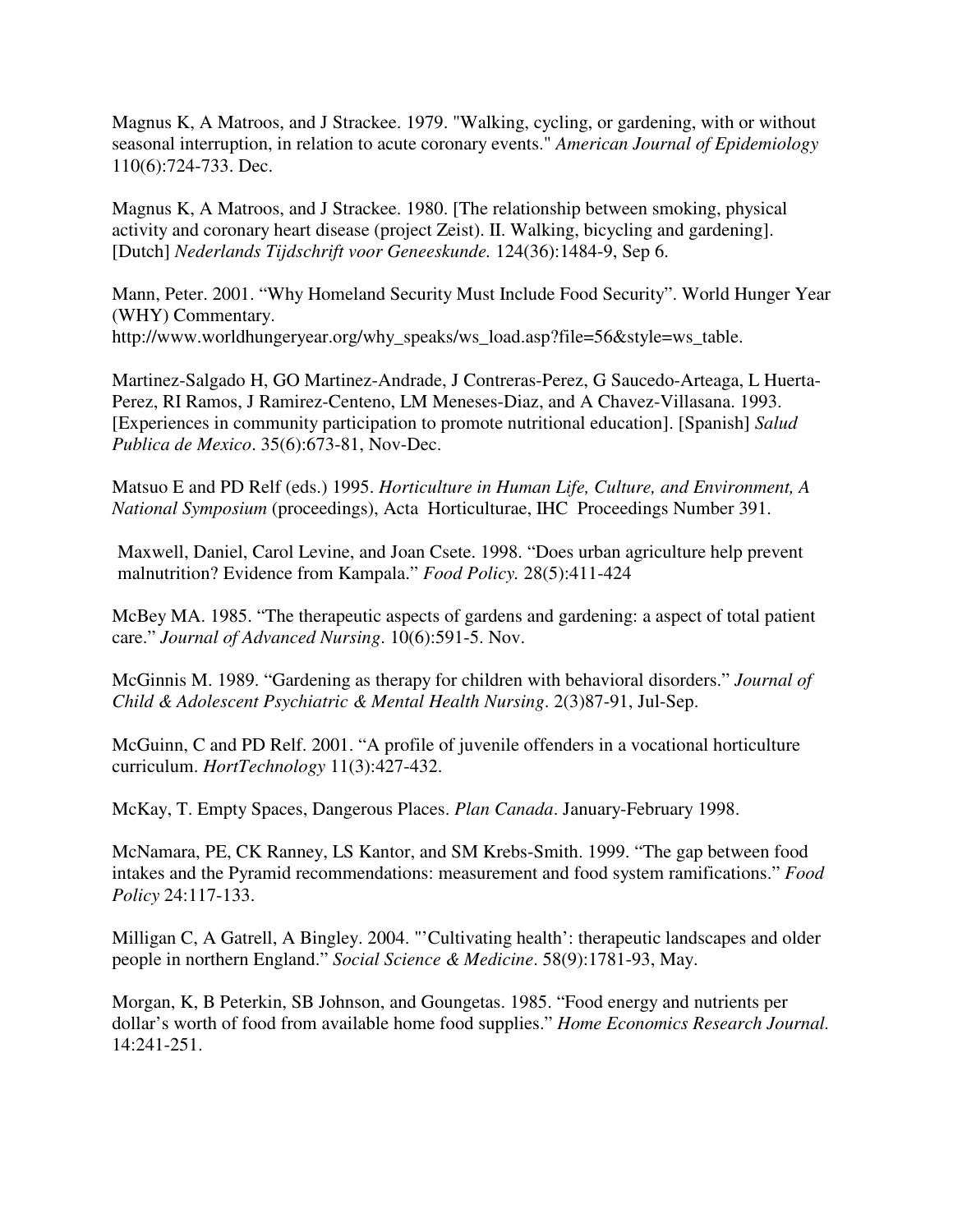Magnus K, A Matroos, and J Strackee. 1979. "Walking, cycling, or gardening, with or without seasonal interruption, in relation to acute coronary events." *American Journal of Epidemiology* 110(6):724-733. Dec.

Magnus K, A Matroos, and J Strackee. 1980. [The relationship between smoking, physical activity and coronary heart disease (project Zeist). II. Walking, bicycling and gardening]. [Dutch] *Nederlands Tijdschrift voor Geneeskunde.* 124(36):1484-9, Sep 6.

Mann, Peter. 2001. "Why Homeland Security Must Include Food Security". World Hunger Year (WHY) Commentary. http://www.worldhungeryear.org/why_speaks/ws_load.asp?file=56&style=ws_table.

Martinez-Salgado H, GO Martinez-Andrade, J Contreras-Perez, G Saucedo-Arteaga, L Huerta-Perez, RI Ramos, J Ramirez-Centeno, LM Meneses-Diaz, and A Chavez-Villasana. 1993. [Experiences in community participation to promote nutritional education]. [Spanish] *Salud Publica de Mexico*. 35(6):673-81, Nov-Dec.

Matsuo E and PD Relf (eds.) 1995. *Horticulture in Human Life, Culture, and Environment, A National Symposium* (proceedings), Acta Horticulturae, IHC Proceedings Number 391.

Maxwell, Daniel, Carol Levine, and Joan Csete. 1998. "Does urban agriculture help prevent malnutrition? Evidence from Kampala." *Food Policy.* 28(5):411-424

McBey MA. 1985. "The therapeutic aspects of gardens and gardening: a aspect of total patient care." *Journal of Advanced Nursing*. 10(6):591-5. Nov.

McGinnis M. 1989. "Gardening as therapy for children with behavioral disorders." *Journal of Child & Adolescent Psychiatric & Mental Health Nursing*. 2(3)87-91, Jul-Sep.

McGuinn, C and PD Relf. 2001. "A profile of juvenile offenders in a vocational horticulture curriculum. *HortTechnology* 11(3):427-432.

McKay, T. Empty Spaces, Dangerous Places. *Plan Canada*. January-February 1998.

McNamara, PE, CK Ranney, LS Kantor, and SM Krebs-Smith. 1999. "The gap between food intakes and the Pyramid recommendations: measurement and food system ramifications." *Food Policy* 24:117-133.

Milligan C, A Gatrell, A Bingley. 2004. "'Cultivating health': therapeutic landscapes and older people in northern England." *Social Science & Medicine*. 58(9):1781-93, May.

Morgan, K, B Peterkin, SB Johnson, and Goungetas. 1985. "Food energy and nutrients per dollar's worth of food from available home food supplies." *Home Economics Research Journal.* 14:241-251.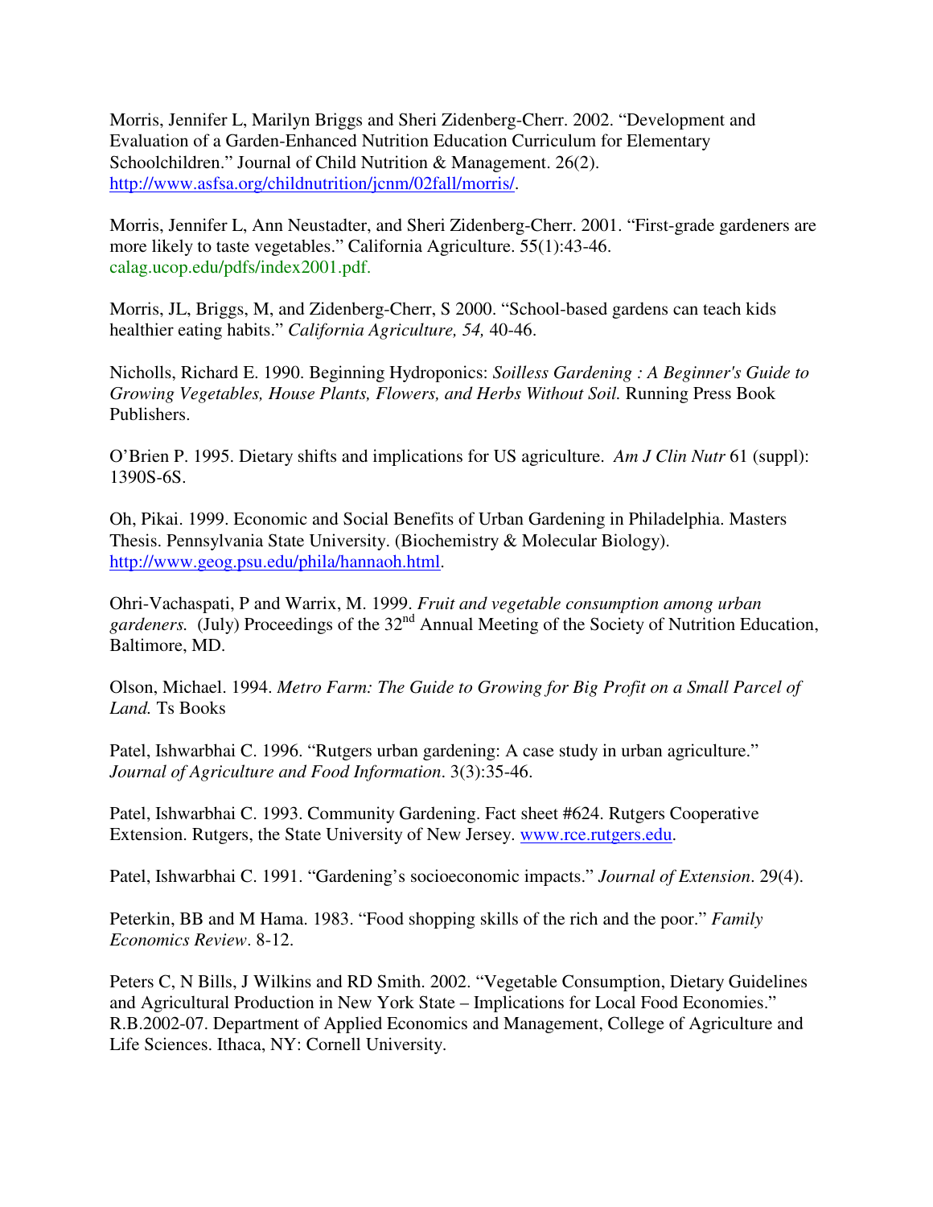Morris, Jennifer L, Marilyn Briggs and Sheri Zidenberg-Cherr. 2002. "Development and Evaluation of a Garden-Enhanced Nutrition Education Curriculum for Elementary Schoolchildren." Journal of Child Nutrition & Management. 26(2). http://www.asfsa.org/childnutrition/jcnm/02fall/morris/.

Morris, Jennifer L, Ann Neustadter, and Sheri Zidenberg-Cherr. 2001. "First-grade gardeners are more likely to taste vegetables." California Agriculture. 55(1):43-46. calag.ucop.edu/pdfs/index2001.pdf.

Morris, JL, Briggs, M, and Zidenberg-Cherr, S 2000. "School-based gardens can teach kids healthier eating habits." *California Agriculture, 54,* 40-46.

Nicholls, Richard E. 1990. Beginning Hydroponics: *Soilless Gardening : A Beginner's Guide to Growing Vegetables, House Plants, Flowers, and Herbs Without Soil.* Running Press Book Publishers.

O'Brien P. 1995. Dietary shifts and implications for US agriculture. *Am J Clin Nutr* 61 (suppl): 1390S-6S.

Oh, Pikai. 1999. Economic and Social Benefits of Urban Gardening in Philadelphia. Masters Thesis. Pennsylvania State University. (Biochemistry & Molecular Biology). http://www.geog.psu.edu/phila/hannaoh.html.

Ohri-Vachaspati, P and Warrix, M. 1999. *Fruit and vegetable consumption among urban gardeners.* (July) Proceedings of the 32nd Annual Meeting of the Society of Nutrition Education, Baltimore, MD.

Olson, Michael. 1994. *Metro Farm: The Guide to Growing for Big Profit on a Small Parcel of Land.* Ts Books

Patel, Ishwarbhai C. 1996. "Rutgers urban gardening: A case study in urban agriculture." *Journal of Agriculture and Food Information*. 3(3):35-46.

Patel, Ishwarbhai C. 1993. Community Gardening. Fact sheet #624. Rutgers Cooperative Extension. Rutgers, the State University of New Jersey. www.rce.rutgers.edu.

Patel, Ishwarbhai C. 1991. "Gardening's socioeconomic impacts." *Journal of Extension*. 29(4).

Peterkin, BB and M Hama. 1983. "Food shopping skills of the rich and the poor." *Family Economics Review*. 8-12.

Peters C, N Bills, J Wilkins and RD Smith. 2002. "Vegetable Consumption, Dietary Guidelines and Agricultural Production in New York State – Implications for Local Food Economies." R.B.2002-07. Department of Applied Economics and Management, College of Agriculture and Life Sciences. Ithaca, NY: Cornell University.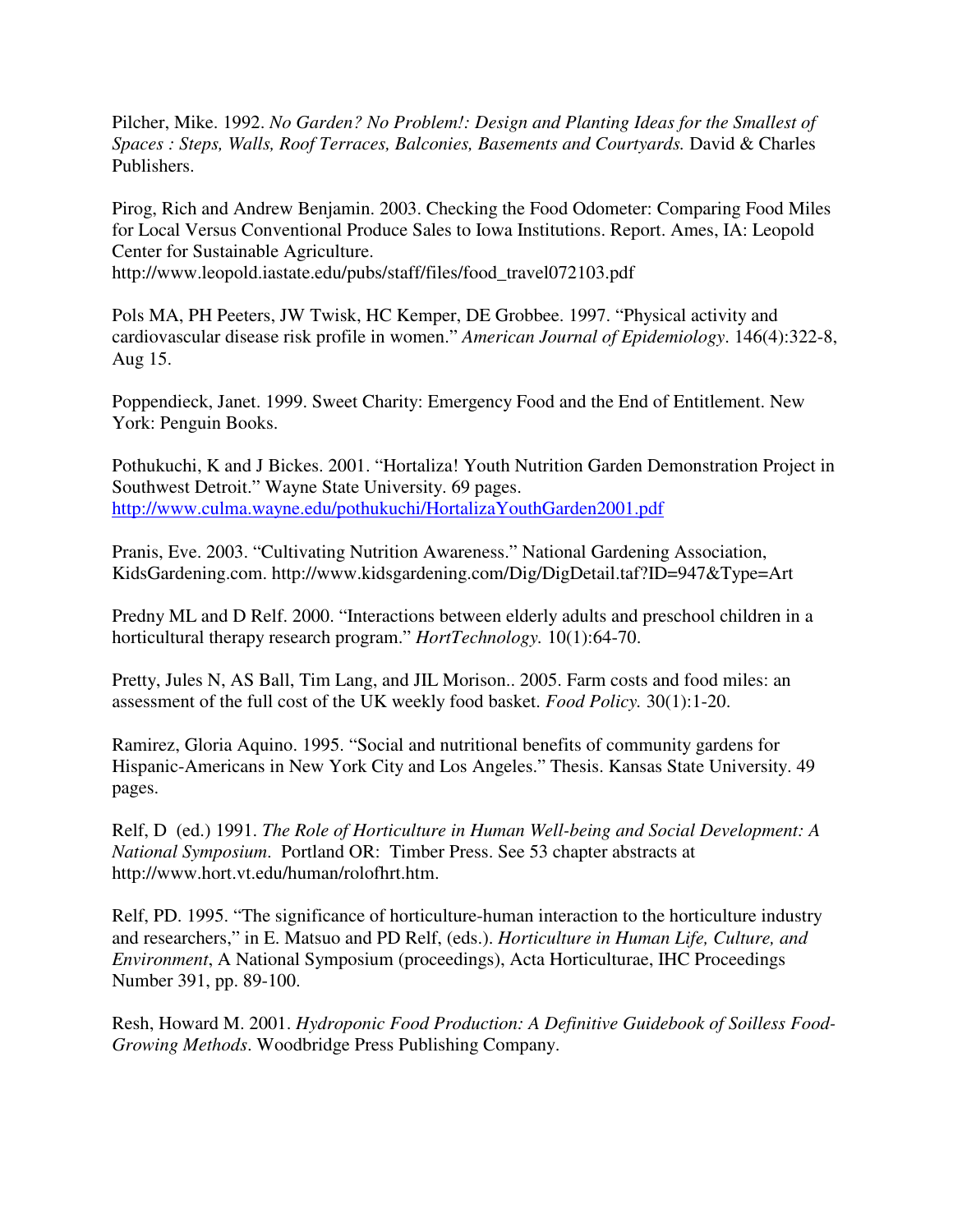Pilcher, Mike. 1992. *No Garden? No Problem!: Design and Planting Ideas for the Smallest of Spaces : Steps, Walls, Roof Terraces, Balconies, Basements and Courtyards.* David & Charles Publishers.

Pirog, Rich and Andrew Benjamin. 2003. Checking the Food Odometer: Comparing Food Miles for Local Versus Conventional Produce Sales to Iowa Institutions. Report. Ames, IA: Leopold Center for Sustainable Agriculture.
http://www.leopold.iastate.edu/pubs/staff/files/food_travel072103.pdf

Pols MA, PH Peeters, JW Twisk, HC Kemper, DE Grobbee. 1997. "Physical activity and cardiovascular disease risk profile in women." *American Journal of Epidemiology*. 146(4):322-8, Aug 15.

Poppendieck, Janet. 1999. Sweet Charity: Emergency Food and the End of Entitlement. New York: Penguin Books.

Pothukuchi, K and J Bickes. 2001. "Hortaliza! Youth Nutrition Garden Demonstration Project in Southwest Detroit." Wayne State University. 69 pages.
http://www.culma.wayne.edu/pothukuchi/HortalizaYouthGarden2001.pdf

Pranis, Eve. 2003. "Cultivating Nutrition Awareness." National Gardening Association, KidsGardening.com. http://www.kidsgardening.com/Dig/DigDetail.taf?ID=947&Type=Art

Predny ML and D Relf. 2000. "Interactions between elderly adults and preschool children in a horticultural therapy research program." *HortTechnology.* 10(1):64-70.

Pretty, Jules N, AS Ball, Tim Lang, and JIL Morison.. 2005. Farm costs and food miles: an assessment of the full cost of the UK weekly food basket. *Food Policy.* 30(1):1-20.

Ramirez, Gloria Aquino. 1995. "Social and nutritional benefits of community gardens for Hispanic-Americans in New York City and Los Angeles." Thesis. Kansas State University. 49 pages.

Relf, D (ed.) 1991. *The Role of Horticulture in Human Well-being and Social Development: A National Symposium*. Portland OR: Timber Press. See 53 chapter abstracts at http://www.hort.vt.edu/human/rolofhrt.htm.

Relf, PD. 1995. "The significance of horticulture-human interaction to the horticulture industry and researchers," in E. Matsuo and PD Relf, (eds.). *Horticulture in Human Life, Culture, and Environment*, A National Symposium (proceedings), Acta Horticulturae, IHC Proceedings Number 391, pp. 89-100.

Resh, Howard M. 2001. *Hydroponic Food Production: A Definitive Guidebook of Soilless Food-Growing Methods*. Woodbridge Press Publishing Company.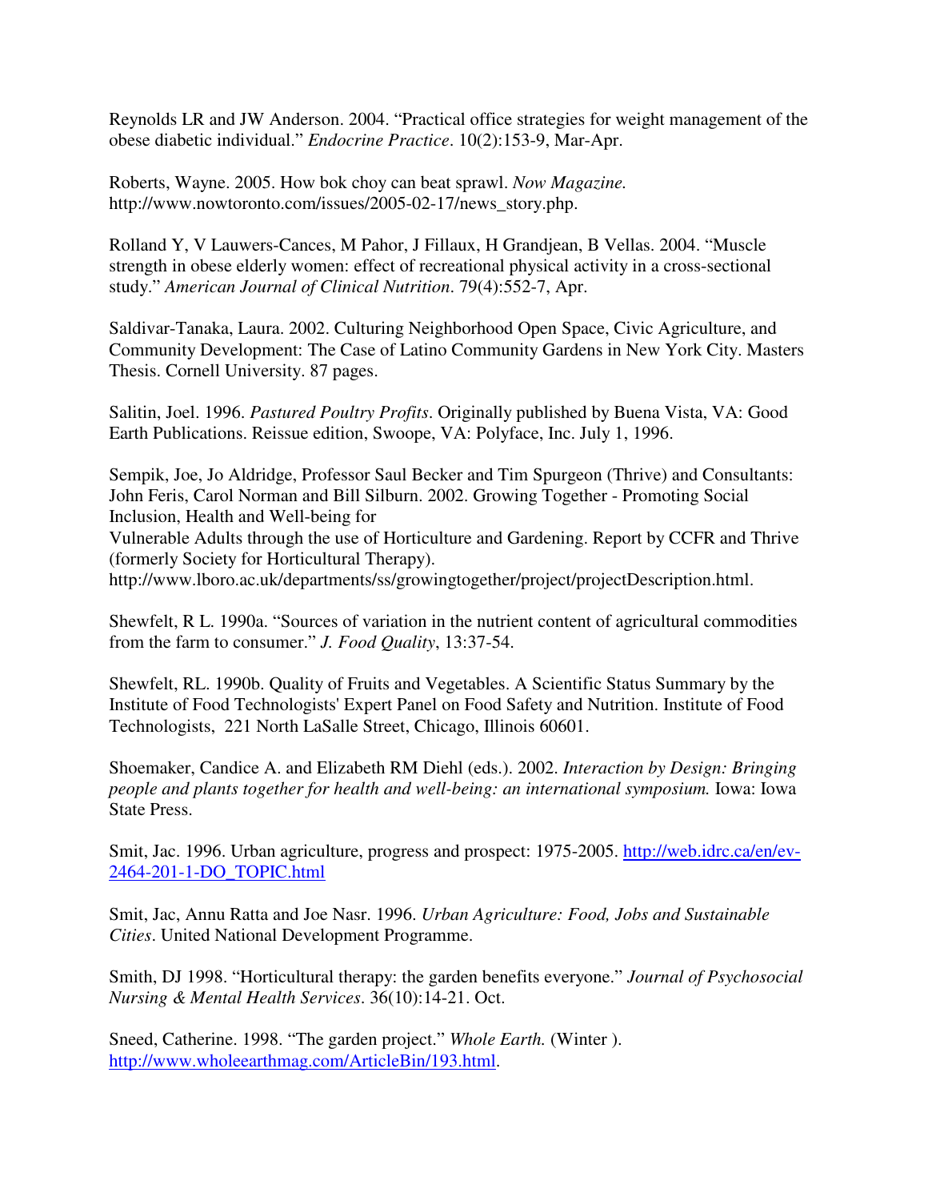Reynolds LR and JW Anderson. 2004. "Practical office strategies for weight management of the obese diabetic individual." *Endocrine Practice*. 10(2):153-9, Mar-Apr.

Roberts, Wayne. 2005. How bok choy can beat sprawl. *Now Magazine.* http://www.nowtoronto.com/issues/2005-02-17/news_story.php.

Rolland Y, V Lauwers-Cances, M Pahor, J Fillaux, H Grandjean, B Vellas. 2004. "Muscle strength in obese elderly women: effect of recreational physical activity in a cross-sectional study." *American Journal of Clinical Nutrition*. 79(4):552-7, Apr.

Saldivar-Tanaka, Laura. 2002. Culturing Neighborhood Open Space, Civic Agriculture, and Community Development: The Case of Latino Community Gardens in New York City. Masters Thesis. Cornell University. 87 pages.

Salitin, Joel. 1996. *Pastured Poultry Profits*. Originally published by Buena Vista, VA: Good Earth Publications. Reissue edition, Swoope, VA: Polyface, Inc. July 1, 1996.

Sempik, Joe, Jo Aldridge, Professor Saul Becker and Tim Spurgeon (Thrive) and Consultants: John Feris, Carol Norman and Bill Silburn. 2002. Growing Together - Promoting Social Inclusion, Health and Well-being for
Vulnerable Adults through the use of Horticulture and Gardening. Report by CCFR and Thrive (formerly Society for Horticultural Therapy).
http://www.lboro.ac.uk/departments/ss/growingtogether/project/projectDescription.html.

Shewfelt, R L. 1990a. "Sources of variation in the nutrient content of agricultural commodities from the farm to consumer." *J. Food Quality*, 13:37-54.

Shewfelt, RL. 1990b. Quality of Fruits and Vegetables. A Scientific Status Summary by the Institute of Food Technologists' Expert Panel on Food Safety and Nutrition. Institute of Food Technologists, 221 North LaSalle Street, Chicago, Illinois 60601.

Shoemaker, Candice A. and Elizabeth RM Diehl (eds.). 2002. *Interaction by Design: Bringing people and plants together for health and well-being: an international symposium.* Iowa: Iowa State Press.

Smit, Jac. 1996. Urban agriculture, progress and prospect: 1975-2005. http://web.idrc.ca/en/ev-2464-201-1-DO_TOPIC.html

Smit, Jac, Annu Ratta and Joe Nasr. 1996. *Urban Agriculture: Food, Jobs and Sustainable Cities*. United National Development Programme.

Smith, DJ 1998. "Horticultural therapy: the garden benefits everyone." *Journal of Psychosocial Nursing & Mental Health Services*. 36(10):14-21. Oct.

Sneed, Catherine. 1998. "The garden project." *Whole Earth.* (Winter ). http://www.wholeearthmag.com/ArticleBin/193.html.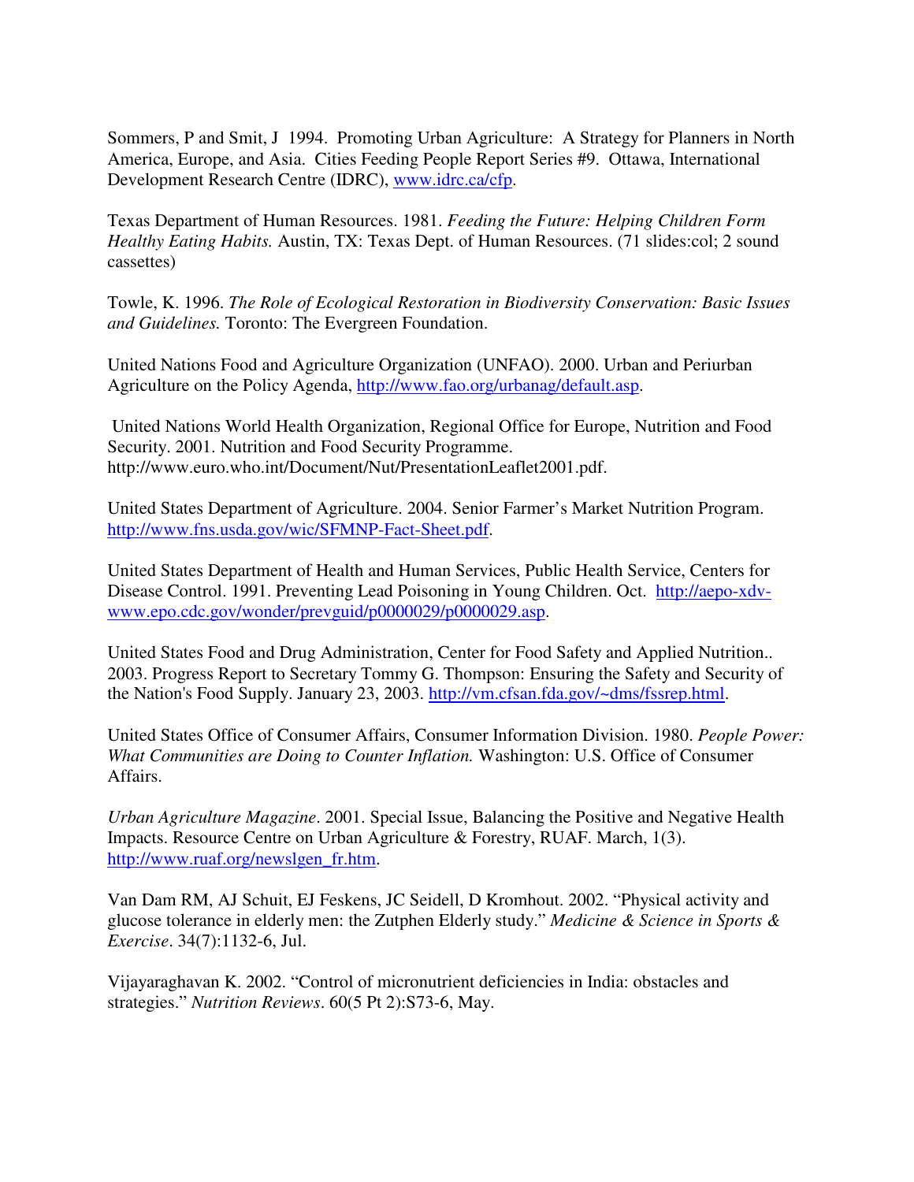Sommers, P and Smit, J 1994. Promoting Urban Agriculture: A Strategy for Planners in North America, Europe, and Asia. Cities Feeding People Report Series #9. Ottawa, International Development Research Centre (IDRC), www.idrc.ca/cfp.

Texas Department of Human Resources. 1981. *Feeding the Future: Helping Children Form Healthy Eating Habits.* Austin, TX: Texas Dept. of Human Resources. (71 slides:col; 2 sound cassettes)

Towle, K. 1996. *The Role of Ecological Restoration in Biodiversity Conservation: Basic Issues and Guidelines.* Toronto: The Evergreen Foundation.

United Nations Food and Agriculture Organization (UNFAO). 2000. Urban and Periurban Agriculture on the Policy Agenda, http://www.fao.org/urbanag/default.asp.

United Nations World Health Organization, Regional Office for Europe, Nutrition and Food Security. 2001. Nutrition and Food Security Programme. http://www.euro.who.int/Document/Nut/PresentationLeaflet2001.pdf.

United States Department of Agriculture. 2004. Senior Farmer's Market Nutrition Program. http://www.fns.usda.gov/wic/SFMNP-Fact-Sheet.pdf.

United States Department of Health and Human Services, Public Health Service, Centers for Disease Control. 1991. Preventing Lead Poisoning in Young Children. Oct. http://aepo-xdv-www.epo.cdc.gov/wonder/prevguid/p0000029/p0000029.asp.

United States Food and Drug Administration, Center for Food Safety and Applied Nutrition.. 2003. Progress Report to Secretary Tommy G. Thompson: Ensuring the Safety and Security of the Nation's Food Supply. January 23, 2003. http://vm.cfsan.fda.gov/~dms/fssrep.html.

United States Office of Consumer Affairs, Consumer Information Division. 1980. *People Power: What Communities are Doing to Counter Inflation.* Washington: U.S. Office of Consumer Affairs.

*Urban Agriculture Magazine*. 2001. Special Issue, Balancing the Positive and Negative Health Impacts. Resource Centre on Urban Agriculture & Forestry, RUAF. March, 1(3). http://www.ruaf.org/newslgen_fr.htm.

Van Dam RM, AJ Schuit, EJ Feskens, JC Seidell, D Kromhout. 2002. "Physical activity and glucose tolerance in elderly men: the Zutphen Elderly study." *Medicine & Science in Sports & Exercise*. 34(7):1132-6, Jul.

Vijayaraghavan K. 2002. "Control of micronutrient deficiencies in India: obstacles and strategies." *Nutrition Reviews*. 60(5 Pt 2):S73-6, May.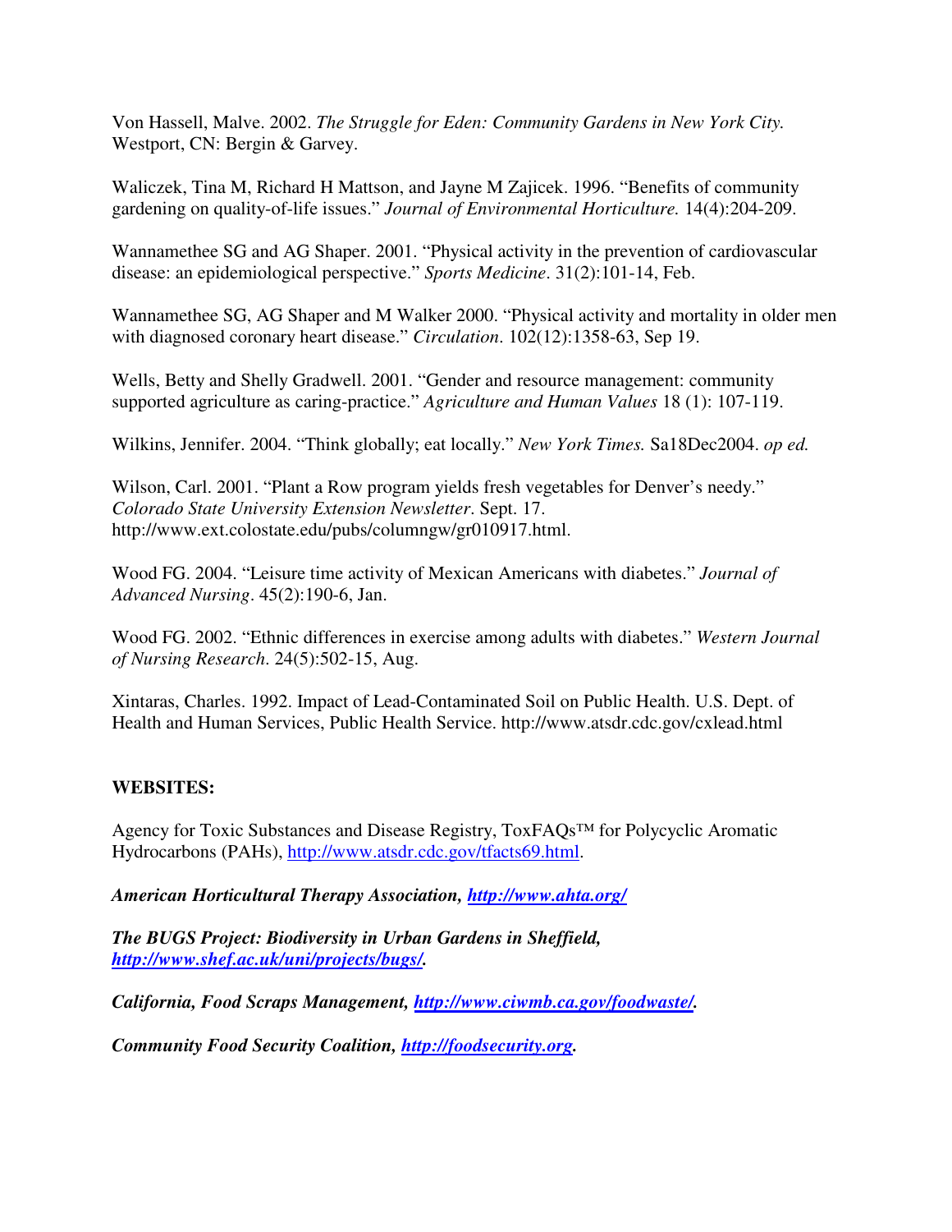Von Hassell, Malve. 2002. *The Struggle for Eden: Community Gardens in New York City.* Westport, CN: Bergin & Garvey.

Waliczek, Tina M, Richard H Mattson, and Jayne M Zajicek. 1996. "Benefits of community gardening on quality-of-life issues." *Journal of Environmental Horticulture.* 14(4):204-209.

Wannamethee SG and AG Shaper. 2001. "Physical activity in the prevention of cardiovascular disease: an epidemiological perspective." *Sports Medicine*. 31(2):101-14, Feb.

Wannamethee SG, AG Shaper and M Walker 2000. "Physical activity and mortality in older men with diagnosed coronary heart disease." *Circulation*. 102(12):1358-63, Sep 19.

Wells, Betty and Shelly Gradwell. 2001. "Gender and resource management: community supported agriculture as caring-practice." *Agriculture and Human Values* 18 (1): 107-119.

Wilkins, Jennifer. 2004. "Think globally; eat locally." *New York Times.* Sa18Dec2004. *op ed.*

Wilson, Carl. 2001. "Plant a Row program yields fresh vegetables for Denver's needy." *Colorado State University Extension Newsletter*. Sept. 17. http://www.ext.colostate.edu/pubs/columngw/gr010917.html.

Wood FG. 2004. "Leisure time activity of Mexican Americans with diabetes." *Journal of Advanced Nursing*. 45(2):190-6, Jan.

Wood FG. 2002. "Ethnic differences in exercise among adults with diabetes." *Western Journal of Nursing Research*. 24(5):502-15, Aug.

Xintaras, Charles. 1992. Impact of Lead-Contaminated Soil on Public Health. U.S. Dept. of Health and Human Services, Public Health Service. http://www.atsdr.cdc.gov/cxlead.html

**WEBSITES:**

Agency for Toxic Substances and Disease Registry, ToxFAQs™ for Polycyclic Aromatic Hydrocarbons (PAHs), http://www.atsdr.cdc.gov/tfacts69.html.

***American Horticultural Therapy Association, http://www.ahta.org/***

***The BUGS Project: Biodiversity in Urban Gardens in Sheffield, http://www.shef.ac.uk/uni/projects/bugs/.***

***California, Food Scraps Management, http://www.ciwmb.ca.gov/foodwaste/.***

***Community Food Security Coalition, http://foodsecurity.org.***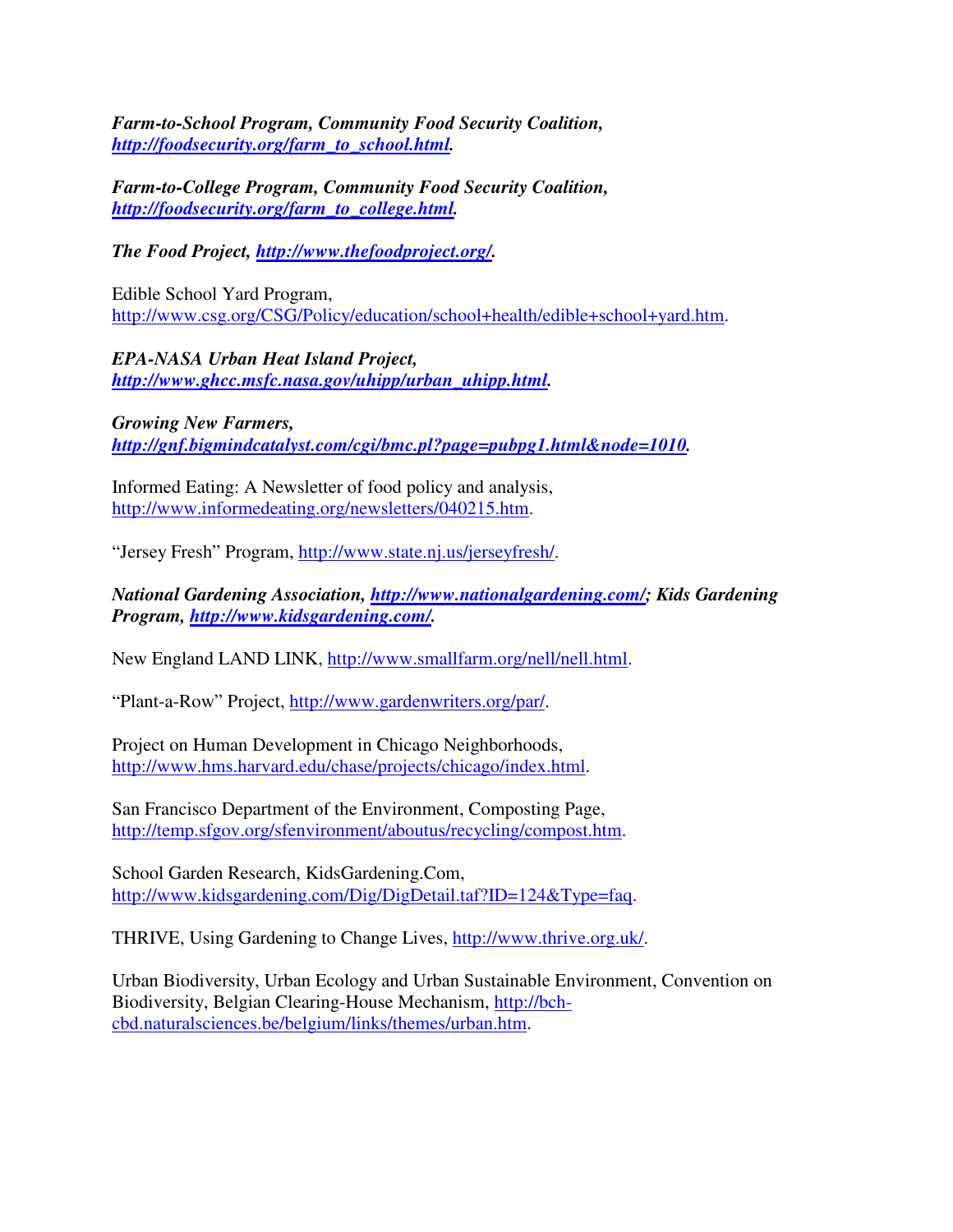***Farm-to-School Program, Community Food Security Coalition, http://foodsecurity.org/farm_to_school.html.***

***Farm-to-College Program, Community Food Security Coalition, http://foodsecurity.org/farm_to_college.html.***

***The Food Project, http://www.thefoodproject.org/.***

Edible School Yard Program, http://www.csg.org/CSG/Policy/education/school+health/edible+school+yard.htm.

***EPA-NASA Urban Heat Island Project, http://www.ghcc.msfc.nasa.gov/uhipp/urban_uhipp.html.***

***Growing New Farmers, http://gnf.bigmindcatalyst.com/cgi/bmc.pl?page=pubpg1.html&node=1010.***

Informed Eating: A Newsletter of food policy and analysis, http://www.informedeating.org/newsletters/040215.htm.

“Jersey Fresh” Program, http://www.state.nj.us/jerseyfresh/.

***National Gardening Association, http://www.nationalgardening.com/; Kids Gardening Program, http://www.kidsgardening.com/.***

New England LAND LINK, http://www.smallfarm.org/nell/nell.html.

“Plant-a-Row” Project, http://www.gardenwriters.org/par/.

Project on Human Development in Chicago Neighborhoods, http://www.hms.harvard.edu/chase/projects/chicago/index.html.

San Francisco Department of the Environment, Composting Page, http://temp.sfgov.org/sfenvironment/aboutus/recycling/compost.htm.

School Garden Research, KidsGardening.Com, http://www.kidsgardening.com/Dig/DigDetail.taf?ID=124&Type=faq.

THRIVE, Using Gardening to Change Lives, http://www.thrive.org.uk/.

Urban Biodiversity, Urban Ecology and Urban Sustainable Environment, Convention on Biodiversity, Belgian Clearing-House Mechanism, http://bch-cbd.naturalsciences.be/belgium/links/themes/urban.htm.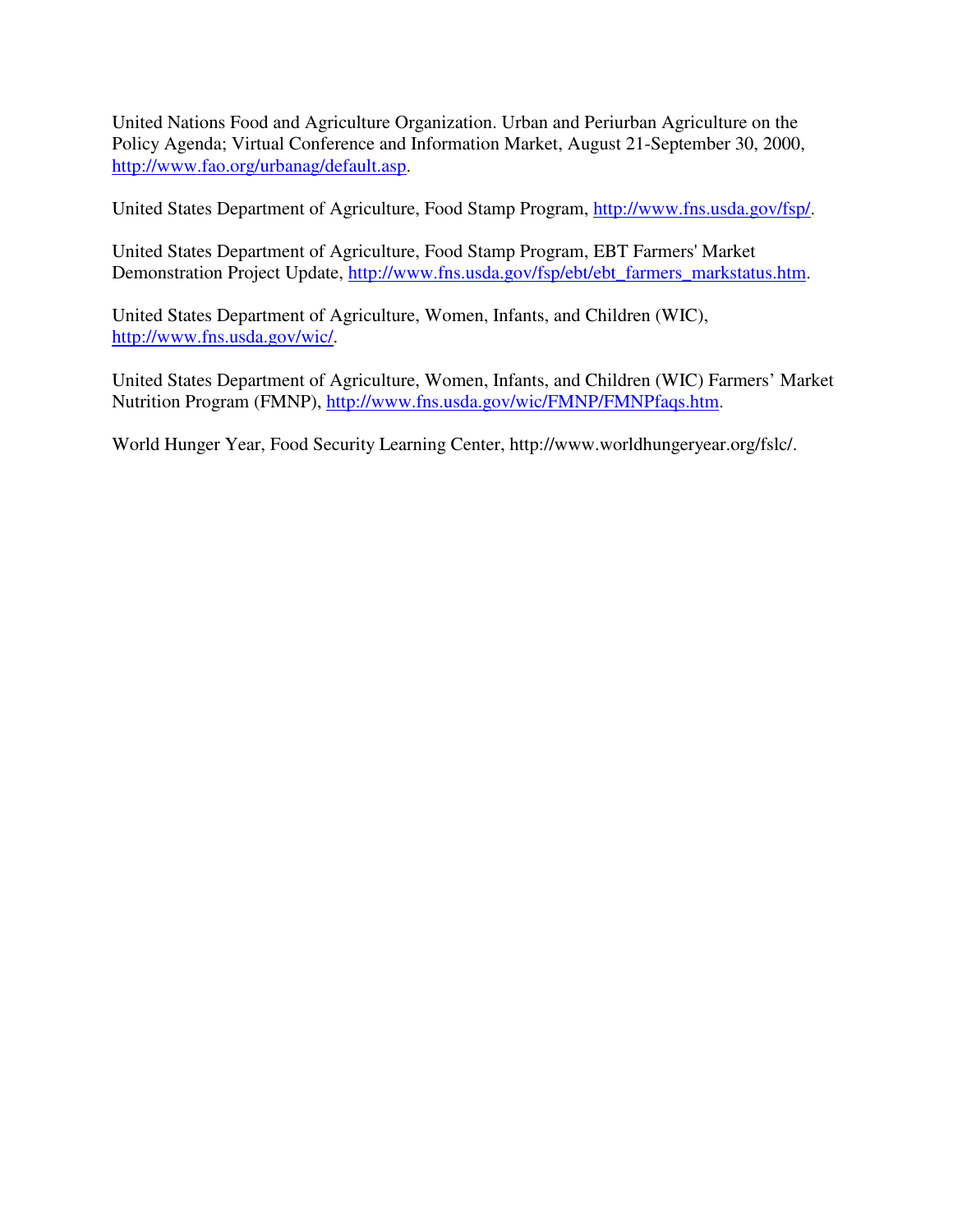United Nations Food and Agriculture Organization. Urban and Periurban Agriculture on the Policy Agenda; Virtual Conference and Information Market, August 21-September 30, 2000, http://www.fao.org/urbanag/default.asp.

United States Department of Agriculture, Food Stamp Program, http://www.fns.usda.gov/fsp/.

United States Department of Agriculture, Food Stamp Program, EBT Farmers' Market Demonstration Project Update, http://www.fns.usda.gov/fsp/ebt/ebt_farmers_markstatus.htm.

United States Department of Agriculture, Women, Infants, and Children (WIC), http://www.fns.usda.gov/wic/.

United States Department of Agriculture, Women, Infants, and Children (WIC) Farmers' Market Nutrition Program (FMNP), http://www.fns.usda.gov/wic/FMNP/FMNPfaqs.htm.

World Hunger Year, Food Security Learning Center, http://www.worldhungeryear.org/fslc/.